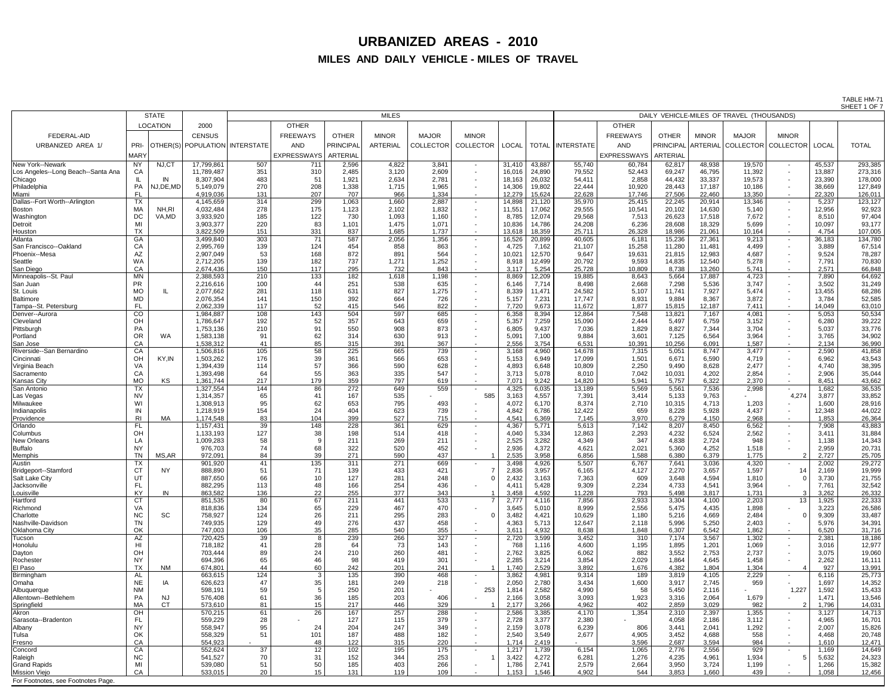# URBANIZED AREAS - 2010

## MILES AND DAILY VEHICLE - MILES OF TRAVEL

TABLE HM-71
SHEET 1 OF 7

| FEDERAL-AID URBANIZED AREA 1/ | STATE LOCATION PRIMARY | STATE LOCATION OTHER(S) | 2000 CENSUS POPULATION | MILES INTERSTATE | MILES OTHER FREEWAYS AND EXPRESSWAYS | MILES OTHER PRINCIPAL ARTERIAL | MILES MINOR ARTERIAL | MILES MAJOR COLLECTOR | MILES MINOR COLLECTOR | MILES LOCAL | MILES TOTAL | DVMT INTERSTATE | DVMT OTHER FREEWAYS AND EXPRESSWAYS | DVMT OTHER PRINCIPAL ARTERIAL | DVMT MINOR ARTERIAL | DVMT MAJOR COLLECTOR | DVMT MINOR COLLECTOR | DVMT LOCAL | DVMT TOTAL |
|---|---|---|---|---|---|---|---|---|---|---|---|---|---|---|---|---|---|---|---|
| New York--Newark | NY | NJ,CT | 17,799,861 | 507 | 711 | 2,596 | 4,822 | 3,841 | - | 31,410 | 43,887 | 55,740 | 60,784 | 62,817 | 48,938 | 19,570 | - | 45,537 | 293,385 |
| Los Angeles--Long Beach--Santa Ana | CA | | 11,789,487 | 351 | 310 | 2,485 | 3,120 | 2,609 | - | 16,016 | 24,890 | 79,552 | 52,443 | 69,247 | 46,795 | 11,392 | - | 13,887 | 273,316 |
| Chicago | IL | IN | 8,307,904 | 483 | 51 | 1,921 | 2,634 | 2,781 | - | 18,163 | 26,032 | 54,411 | 2,858 | 44,432 | 33,337 | 19,573 | - | 23,390 | 178,000 |
| Philadelphia | PA | NJ,DE,MD | 5,149,079 | 270 | 208 | 1,338 | 1,715 | 1,965 | - | 14,306 | 19,802 | 22,444 | 10,920 | 28,443 | 17,187 | 10,186 | - | 38,669 | 127,849 |
| Miami | FL | | 4,919,036 | 131 | 207 | 707 | 966 | 1,334 | - | 12,279 | 15,624 | 22,628 | 17,746 | 27,506 | 22,460 | 13,350 | - | 22,320 | 126,011 |
| Dallas--Fort Worth--Arlington | TX | | 4,145,659 | 314 | 299 | 1,063 | 1,660 | 2,887 | - | 14,898 | 21,120 | 35,970 | 25,415 | 22,245 | 20,914 | 13,346 | - | 5,237 | 123,127 |
| Boston | MA | NH,RI | 4,032,484 | 278 | 175 | 1,123 | 2,102 | 1,832 | - | 11,551 | 17,062 | 29,555 | 10,541 | 20,102 | 14,630 | 5,140 | - | 12,956 | 92,923 |
| Washington | DC | VA,MD | 3,933,920 | 185 | 122 | 730 | 1,093 | 1,160 | - | 8,785 | 12,074 | 29,568 | 7,513 | 26,623 | 17,518 | 7,672 | - | 8,510 | 97,404 |
| Detroit | MI | | 3,903,377 | 220 | 83 | 1,101 | 1,475 | 1,071 | - | 10,836 | 14,786 | 24,208 | 6,236 | 28,608 | 18,329 | 5,699 | - | 10,097 | 93,177 |
| Houston | TX | | 3,822,509 | 151 | 331 | 837 | 1,685 | 1,737 | - | 13,618 | 18,359 | 25,711 | 26,328 | 18,986 | 21,061 | 10,164 | - | 4,754 | 107,005 |
| Atlanta | GA | | 3,499,840 | 303 | 71 | 587 | 2,056 | 1,356 | - | 16,526 | 20,899 | 40,605 | 6,181 | 15,236 | 27,361 | 9,213 | - | 36,183 | 134,780 |
| San Francisco--Oakland | CA | | 2,995,769 | 139 | 124 | 454 | 858 | 863 | - | 4,725 | 7,162 | 21,107 | 15,258 | 11,280 | 11,481 | 4,499 | - | 3,889 | 67,514 |
| Phoenix--Mesa | AZ | | 2,907,049 | 53 | 168 | 872 | 891 | 564 | - | 10,021 | 12,570 | 9,647 | 19,631 | 21,815 | 12,983 | 4,687 | - | 9,524 | 78,287 |
| Seattle | WA | | 2,712,205 | 139 | 182 | 737 | 1,271 | 1,252 | - | 8,918 | 12,499 | 20,792 | 9,593 | 14,835 | 12,540 | 5,278 | - | 7,791 | 70,830 |
| San Diego | CA | | 2,674,436 | 150 | 117 | 295 | 732 | 843 | - | 3,117 | 5,254 | 25,728 | 10,809 | 8,738 | 13,260 | 5,741 | - | 2,571 | 66,848 |
| Minneapolis--St. Paul | MN | | 2,388,593 | 210 | 133 | 182 | 1,618 | 1,198 | - | 8,869 | 12,209 | 19,885 | 8,643 | 5,664 | 17,887 | 4,723 | - | 7,890 | 64,692 |
| San Juan | PR | | 2,216,616 | 100 | 44 | 251 | 538 | 635 | - | 6,146 | 7,714 | 8,498 | 2,668 | 7,298 | 5,536 | 3,747 | - | 3,502 | 31,249 |
| St. Louis | MO | IL | 2,077,662 | 281 | 118 | 631 | 827 | 1,275 | - | 8,339 | 11,471 | 24,582 | 5,107 | 11,741 | 7,927 | 5,474 | - | 13,455 | 68,286 |
| Baltimore | MD | | 2,076,354 | 141 | 150 | 392 | 664 | 726 | - | 5,157 | 7,231 | 17,747 | 8,931 | 9,884 | 8,367 | 3,872 | - | 3,784 | 52,585 |
| Tampa--St. Petersburg | FL | | 2,062,339 | 117 | 52 | 415 | 546 | 822 | - | 7,720 | 9,673 | 11,672 | 1,877 | 15,815 | 12,187 | 7,411 | - | 14,049 | 63,010 |
| Denver--Aurora | CO | | 1,984,887 | 108 | 143 | 504 | 597 | 685 | - | 6,358 | 8,394 | 12,864 | 7,548 | 13,821 | 7,167 | 4,081 | - | 5,053 | 50,534 |
| Cleveland | OH | | 1,786,647 | 192 | 52 | 357 | 643 | 659 | - | 5,357 | 7,259 | 15,090 | 2,444 | 5,497 | 6,759 | 3,152 | - | 6,280 | 39,222 |
| Pittsburgh | PA | | 1,753,136 | 210 | 91 | 550 | 908 | 873 | - | 6,805 | 9,437 | 7,036 | 1,829 | 8,827 | 7,344 | 3,704 | - | 5,037 | 33,776 |
| Portland | OR | WA | 1,583,138 | 91 | 62 | 314 | 630 | 913 | - | 5,091 | 7,100 | 9,884 | 3,601 | 7,125 | 6,564 | 3,964 | - | 3,765 | 34,902 |
| San Jose | CA | | 1,538,312 | 41 | 85 | 315 | 391 | 367 | - | 2,556 | 3,754 | 6,531 | 10,391 | 10,256 | 6,091 | 1,587 | - | 2,134 | 36,990 |
| Riverside--San Bernardino | CA | | 1,506,816 | 105 | 58 | 225 | 665 | 739 | - | 3,168 | 4,960 | 14,678 | 7,315 | 5,051 | 8,747 | 3,477 | - | 2,590 | 41,858 |
| Cincinnati | OH | KY,IN | 1,503,262 | 176 | 39 | 361 | 566 | 653 | - | 5,153 | 6,949 | 17,099 | 1,501 | 6,671 | 6,590 | 4,719 | - | 6,962 | 43,543 |
| Virginia Beach | VA | | 1,394,439 | 114 | 57 | 366 | 590 | 628 | - | 4,893 | 6,648 | 10,809 | 2,250 | 9,490 | 8,628 | 2,477 | - | 4,740 | 38,395 |
| Sacramento | CA | | 1,393,498 | 64 | 55 | 363 | 335 | 547 | - | 3,713 | 5,078 | 8,010 | 7,042 | 10,031 | 4,202 | 2,854 | - | 2,906 | 35,044 |
| Kansas City | MO | KS | 1,361,744 | 217 | 179 | 359 | 797 | 619 | - | 7,071 | 9,242 | 14,820 | 5,941 | 5,757 | 6,322 | 2,370 | - | 8,451 | 43,662 |
| San Antonio | TX | | 1,327,554 | 144 | 86 | 272 | 649 | 559 | - | 4,325 | 6,035 | 13,189 | 5,569 | 5,561 | 7,536 | 2,998 | - | 1,682 | 36,535 |
| Las Vegas | NV | | 1,314,357 | 65 | 41 | 167 | 535 | - | 585 | 3,163 | 4,557 | 7,391 | 3,414 | 5,133 | 9,763 | - | 4,274 | 3,877 | 33,852 |
| Milwaukee | WI | | 1,308,913 | 95 | 62 | 653 | 795 | 493 | - | 4,072 | 6,170 | 8,374 | 2,710 | 10,315 | 4,713 | 1,203 | - | 1,600 | 28,916 |
| Indianapolis | IN | | 1,218,919 | 154 | 24 | 404 | 623 | 739 | - | 4,842 | 6,786 | 12,422 | 659 | 8,228 | 5,928 | 4,437 | - | 12,348 | 44,022 |
| Providence | RI | MA | 1,174,548 | 83 | 104 | 399 | 527 | 715 | - | 4,541 | 6,369 | 7,145 | 3,970 | 6,279 | 4,150 | 2,968 | - | 1,853 | 26,364 |
| Orlando | FL | | 1,157,431 | 39 | 148 | 228 | 361 | 629 | - | 4,367 | 5,771 | 5,613 | 7,142 | 8,207 | 8,450 | 6,562 | - | 7,908 | 43,883 |
| Columbus | OH | | 1,133,193 | 127 | 38 | 198 | 514 | 418 | - | 4,040 | 5,334 | 12,863 | 2,293 | 4,232 | 6,524 | 2,562 | - | 3,411 | 31,884 |
| New Orleans | LA | | 1,009,283 | 58 | 9 | 211 | 269 | 211 | - | 2,525 | 3,282 | 4,349 | 347 | 4,838 | 2,724 | 948 | - | 1,138 | 14,343 |
| Buffalo | NY | | 976,703 | 74 | 68 | 322 | 520 | 452 | - | 2,936 | 4,372 | 4,621 | 2,021 | 5,360 | 4,252 | 1,518 | - | 2,959 | 20,731 |
| Memphis | TN | MS,AR | 972,091 | 84 | 39 | 271 | 590 | 437 | 1 | 2,535 | 3,958 | 6,856 | 1,588 | 6,380 | 6,379 | 1,775 | 2 | 2,727 | 25,705 |
| Austin | TX | | 901,920 | 41 | 135 | 311 | 271 | 669 | - | 3,498 | 4,926 | 5,507 | 6,767 | 7,641 | 3,036 | 4,320 | - | 2,002 | 29,272 |
| Bridgeport--Stamford | CT | NY | 888,890 | 51 | 71 | 139 | 433 | 421 | 7 | 2,836 | 3,957 | 6,165 | 4,127 | 2,270 | 3,657 | 1,597 | 14 | 2,169 | 19,999 |
| Salt Lake City | UT | | 887,650 | 66 | 10 | 127 | 281 | 248 | 0 | 2,432 | 3,163 | 7,363 | 609 | 3,648 | 4,594 | 1,810 | 0 | 3,730 | 21,755 |
| Jacksonville | FL | | 882,295 | 113 | 48 | 166 | 254 | 436 | - | 4,411 | 5,428 | 9,309 | 2,234 | 4,733 | 4,541 | 3,964 | - | 7,761 | 32,542 |
| Louisville | KY | IN | 863,582 | 136 | 22 | 255 | 377 | 343 | 1 | 3,458 | 4,592 | 11,228 | 793 | 5,498 | 3,817 | 1,731 | 3 | 3,262 | 26,332 |
| Hartford | CT | | 851,535 | 80 | 67 | 211 | 441 | 533 | 7 | 2,777 | 4,116 | 7,856 | 2,933 | 3,304 | 4,100 | 2,203 | 13 | 1,925 | 22,333 |
| Richmond | VA | | 818,836 | 134 | 65 | 229 | 467 | 470 | - | 3,645 | 5,010 | 8,999 | 2,556 | 5,475 | 4,435 | 1,898 | - | 3,223 | 26,586 |
| Charlotte | NC | SC | 758,927 | 124 | 26 | 211 | 295 | 283 | 0 | 3,482 | 4,421 | 10,629 | 1,180 | 5,216 | 4,669 | 2,484 | 0 | 9,309 | 33,487 |
| Nashville-Davidson | TN | | 749,935 | 129 | 49 | 276 | 437 | 458 | - | 4,363 | 5,713 | 12,647 | 2,118 | 5,996 | 5,250 | 2,403 | - | 5,976 | 34,391 |
| Oklahoma City | OK | | 747,003 | 106 | 35 | 285 | 540 | 355 | - | 3,611 | 4,932 | 8,638 | 1,848 | 6,307 | 6,542 | 1,862 | - | 6,520 | 31,716 |
| Tucson | AZ | | 720,425 | 39 | 8 | 239 | 266 | 327 | - | 2,720 | 3,599 | 3,452 | 310 | 7,174 | 3,567 | 1,302 | - | 2,381 | 18,186 |
| Honolulu | HI | | 718,182 | 41 | 28 | 64 | 73 | 143 | - | 768 | 1,116 | 4,600 | 1,195 | 1,895 | 1,201 | 1,069 | - | 3,016 | 12,977 |
| Dayton | OH | | 703,444 | 89 | 24 | 210 | 260 | 481 | - | 2,762 | 3,825 | 6,062 | 882 | 3,552 | 2,753 | 2,737 | - | 3,075 | 19,060 |
| Rochester | NY | | 694,396 | 65 | 46 | 98 | 419 | 301 | - | 2,285 | 3,214 | 3,854 | 2,029 | 1,864 | 4,645 | 1,458 | - | 2,262 | 16,111 |
| El Paso | TX | NM | 674,801 | 44 | 60 | 242 | 201 | 241 | 1 | 1,740 | 2,529 | 3,892 | 1,676 | 4,382 | 1,804 | 1,304 | 4 | 927 | 13,991 |
| Birmingham | AL | | 663,615 | 124 | 3 | 135 | 390 | 468 | - | 3,862 | 4,981 | 9,314 | 189 | 3,819 | 4,105 | 2,229 | - | 6,116 | 25,773 |
| Omaha | NE | IA | 626,623 | 47 | 35 | 181 | 249 | 218 | - | 2,050 | 2,780 | 3,434 | 1,600 | 3,917 | 2,745 | 959 | - | 1,697 | 14,352 |
| Albuquerque | NM | | 598,191 | 59 | 5 | 250 | 201 | - | 253 | 1,814 | 2,582 | 4,990 | 58 | 5,450 | 2,116 | - | 1,227 | 1,592 | 15,433 |
| Allentown--Bethlehem | PA | NJ | 576,408 | 61 | 36 | 185 | 203 | 406 | - | 2,166 | 3,058 | 3,093 | 1,923 | 3,316 | 2,064 | 1,679 | - | 1,471 | 13,546 |
| Springfield | MA | CT | 573,610 | 81 | 15 | 217 | 446 | 329 | 1 | 2,177 | 3,266 | 4,962 | 402 | 2,859 | 3,029 | 982 | 2 | 1,796 | 14,031 |
| Akron | OH | | 570,215 | 61 | 26 | 167 | 257 | 288 | - | 2,586 | 3,385 | 4,170 | 1,354 | 2,310 | 2,397 | 1,355 | - | 3,127 | 14,713 |
| Sarasota--Bradenton | FL | | 559,229 | 28 | - | 127 | 115 | 379 | - | 2,728 | 3,377 | 2,380 | - | 4,058 | 2,186 | 3,112 | - | 4,965 | 16,701 |
| Albany | NY | | 558,947 | 95 | 24 | 204 | 247 | 349 | - | 2,159 | 3,078 | 6,239 | 806 | 3,441 | 2,041 | 1,292 | - | 2,007 | 15,826 |
| Tulsa | OK | | 558,329 | 51 | 101 | 187 | 488 | 182 | - | 2,540 | 3,549 | 2,677 | 4,905 | 3,452 | 4,688 | 558 | - | 4,468 | 20,748 |
| Fresno | CA | | 554,923 | - | 48 | 122 | 315 | 220 | - | 1,714 | 2,419 | - | 3,596 | 2,687 | 3,594 | 984 | - | 1,610 | 12,471 |
| Concord | CA | | 552,624 | 37 | 12 | 102 | 195 | 175 | - | 1,217 | 1,739 | 6,154 | 1,065 | 2,776 | 2,556 | 929 | - | 1,169 | 14,649 |
| Raleigh | NC | | 541,527 | 70 | 31 | 152 | 344 | 253 | 1 | 3,422 | 4,272 | 6,281 | 1,276 | 4,235 | 4,961 | 1,934 | 5 | 5,632 | 24,323 |
| Grand Rapids | MI | | 539,080 | 51 | 50 | 185 | 403 | 266 | - | 1,786 | 2,741 | 2,579 | 2,664 | 3,950 | 3,724 | 1,199 | - | 1,266 | 15,382 |
| Mission Viejo | CA | | 533,015 | 20 | 15 | 131 | 119 | 109 | - | 1,153 | 1,546 | 4,902 | 544 | 3,853 | 1,660 | 439 | - | 1,058 | 12,456 |

DVMT = DAILY VEHICLE-MILES OF TRAVEL (THOUSANDS)

For Footnotes, see Footnotes Page.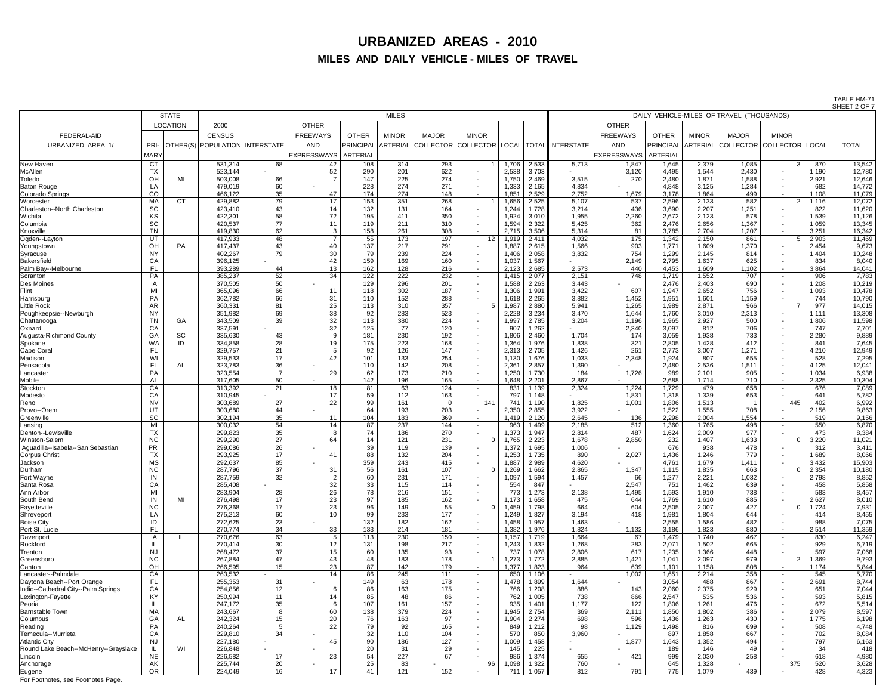# URBANIZED AREAS - 2010

## MILES AND DAILY VEHICLE - MILES OF TRAVEL

TABLE HM-71
SHEET 2 OF 7

| FEDERAL-AID URBANIZED AREA 1/ | STATE LOCATION PRIMARY | STATE LOCATION OTHER(S) | 2000 CENSUS POPULATION | MILES | | | | | | | | DAILY VEHICLE-MILES OF TRAVEL (THOUSANDS) | | | | | | | |
|---|---|---|---|---|---|---|---|---|---|---|---|---|---|---|---|---|---|---|---|
| | | | | INTERSTATE | OTHER FREEWAYS AND EXPRESSWAYS | OTHER PRINCIPAL ARTERIAL | MINOR ARTERIAL | MAJOR COLLECTOR | MINOR COLLECTOR | LOCAL | TOTAL | INTERSTATE | OTHER FREEWAYS AND EXPRESSWAYS | OTHER PRINCIPAL ARTERIAL | MINOR ARTERIAL | MAJOR COLLECTOR | MINOR COLLECTOR | LOCAL | TOTAL |
| New Haven | CT | | 531,314 | 68 | 42 | 108 | 314 | 293 | 1 | 1,706 | 2,533 | 5,713 | 1,847 | 1,645 | 2,379 | 1,085 | 3 | 870 | 13,542 |
| McAllen | TX | | 523,144 | - | 52 | 290 | 201 | 622 | - | 2,538 | 3,703 | - | 3,120 | 4,495 | 1,544 | 2,430 | - | 1,190 | 12,780 |
| Toledo | OH | MI | 503,008 | 66 | 7 | 147 | 225 | 274 | - | 1,750 | 2,469 | 3,515 | 270 | 2,480 | 1,871 | 1,588 | - | 2,921 | 12,646 |
| Baton Rouge | LA | | 479,019 | 60 | - | 228 | 274 | 271 | - | 1,333 | 2,165 | 4,834 | - | 4,848 | 3,125 | 1,284 | - | 682 | 14,772 |
| Colorado Springs | CO | | 466,122 | 35 | 47 | 174 | 274 | 148 | - | 1,851 | 2,529 | 2,752 | 1,679 | 3,178 | 1,864 | 499 | - | 1,108 | 11,079 |
| Worcester | MA | CT | 429,882 | 79 | 17 | 153 | 351 | 268 | 1 | 1,656 | 2,525 | 5,107 | 537 | 2,596 | 2,133 | 582 | 2 | 1,116 | 12,072 |
| Charleston--North Charleston | SC | | 423,410 | 43 | 14 | 132 | 131 | 164 | - | 1,244 | 1,728 | 3,214 | 436 | 3,690 | 2,207 | 1,251 | - | 822 | 11,620 |
| Wichita | KS | | 422,301 | 58 | 72 | 195 | 411 | 350 | - | 1,924 | 3,010 | 1,955 | 2,260 | 2,672 | 2,123 | 578 | - | 1,539 | 11,126 |
| Columbia | SC | | 420,537 | 77 | 11 | 119 | 211 | 310 | - | 1,594 | 2,322 | 5,425 | 362 | 2,476 | 2,656 | 1,367 | - | 1,059 | 13,345 |
| Knoxville | TN | | 419,830 | 62 | 3 | 158 | 261 | 308 | - | 2,715 | 3,506 | 5,314 | 81 | 3,785 | 2,704 | 1,207 | - | 3,251 | 16,342 |
| Ogden--Layton | UT | | 417,933 | 48 | 7 | 55 | 173 | 197 | 12 | 1,919 | 2,411 | 4,032 | 175 | 1,342 | 2,150 | 861 | 5 | 2,903 | 11,469 |
| Youngstown | OH | PA | 417,437 | 43 | 40 | 137 | 217 | 291 | - | 1,887 | 2,615 | 1,566 | 903 | 1,771 | 1,609 | 1,370 | - | 2,454 | 9,673 |
| Syracuse | NY | | 402,267 | 79 | 30 | 79 | 239 | 224 | - | 1,406 | 2,058 | 3,832 | 754 | 1,299 | 2,145 | 814 | - | 1,404 | 10,248 |
| Bakersfield | CA | | 396,125 | - | 42 | 159 | 169 | 160 | - | 1,037 | 1,567 | - | 2,149 | 2,795 | 1,637 | 625 | - | 834 | 8,040 |
| Palm Bay--Melbourne | FL | | 393,289 | 44 | 13 | 162 | 128 | 216 | - | 2,123 | 2,685 | 2,573 | 440 | 4,453 | 1,609 | 1,102 | - | 3,864 | 14,041 |
| Scranton | PA | | 385,237 | 52 | 34 | 122 | 222 | 232 | - | 1,415 | 2,077 | 2,151 | 748 | 1,719 | 1,552 | 707 | - | 906 | 7,783 |
| Des Moines | IA | | 370,505 | 50 | - | 129 | 296 | 201 | - | 1,588 | 2,263 | 3,443 | - | 2,476 | 2,403 | 690 | - | 1,208 | 10,219 |
| Flint | MI | | 365,096 | 66 | 11 | 118 | 302 | 187 | - | 1,306 | 1,991 | 3,422 | 607 | 1,947 | 2,652 | 756 | - | 1,093 | 10,478 |
| Harrisburg | PA | | 362,782 | 66 | 31 | 110 | 152 | 288 | - | 1,618 | 2,265 | 3,882 | 1,452 | 1,951 | 1,601 | 1,159 | - | 744 | 10,790 |
| Little Rock | AR | | 360,331 | 81 | 25 | 113 | 310 | 357 | 5 | 1,987 | 2,880 | 5,941 | 1,265 | 1,989 | 2,871 | 966 | 7 | 977 | 14,015 |
| Poughkeepsie--Newburgh | NY | | 351,982 | 69 | 38 | 92 | 283 | 523 | - | 2,228 | 3,234 | 3,470 | 1,644 | 1,760 | 3,010 | 2,313 | - | 1,111 | 13,308 |
| Chattanooga | TN | GA | 343,509 | 39 | 32 | 113 | 380 | 224 | - | 1,997 | 2,785 | 3,204 | 1,196 | 1,965 | 2,927 | 500 | - | 1,806 | 11,598 |
| Oxnard | CA | | 337,591 | - | 32 | 125 | 77 | 120 | - | 907 | 1,262 | - | 2,340 | 3,097 | 812 | 706 | - | 747 | 7,701 |
| Augusta-Richmond County | GA | SC | 335,630 | 43 | 9 | 181 | 230 | 192 | - | 1,806 | 2,460 | 1,704 | 174 | 3,059 | 1,938 | 733 | - | 2,280 | 9,889 |
| Spokane | WA | ID | 334,858 | 28 | 19 | 175 | 223 | 168 | - | 1,364 | 1,976 | 1,838 | 321 | 2,805 | 1,428 | 412 | - | 841 | 7,645 |
| Cape Coral | FL | | 329,757 | 21 | 5 | 92 | 126 | 147 | - | 2,313 | 2,705 | 1,426 | 261 | 2,773 | 3,007 | 1,271 | - | 4,210 | 12,949 |
| Madison | WI | | 329,533 | 17 | 42 | 101 | 133 | 254 | - | 1,130 | 1,676 | 1,033 | 2,348 | 1,924 | 807 | 655 | - | 528 | 7,295 |
| Pensacola | FL | AL | 323,783 | 36 | - | 110 | 142 | 208 | - | 2,361 | 2,857 | 1,390 | - | 2,480 | 2,536 | 1,511 | - | 4,125 | 12,041 |
| Lancaster | PA | | 323,554 | 7 | 29 | 62 | 173 | 210 | - | 1,250 | 1,730 | 184 | 1,726 | 989 | 2,101 | 905 | - | 1,034 | 6,938 |
| Mobile | AL | | 317,605 | 50 | - | 142 | 196 | 165 | - | 1,648 | 2,201 | 2,867 | - | 2,688 | 1,714 | 710 | - | 2,325 | 10,304 |
| Stockton | CA | | 313,392 | 21 | 18 | 81 | 63 | 124 | - | 831 | 1,139 | 2,324 | 1,224 | 1,729 | 479 | 658 | - | 676 | 7,089 |
| Modesto | CA | | 310,945 | - | 17 | 59 | 112 | 163 | - | 797 | 1,148 | - | 1,831 | 1,318 | 1,339 | 653 | - | 641 | 5,782 |
| Reno | NV | | 303,689 | 27 | 22 | 99 | 161 | 0 | 141 | 741 | 1,190 | 1,825 | 1,001 | 1,806 | 1,513 | 1 | 445 | 402 | 6,992 |
| Provo--Orem | UT | | 303,680 | 44 | - | 64 | 193 | 203 | - | 2,350 | 2,855 | 3,922 | - | 1,522 | 1,555 | 708 | - | 2,156 | 9,863 |
| Greenville | SC | | 302,194 | 35 | 11 | 104 | 183 | 369 | - | 1,419 | 2,120 | 2,645 | 136 | 2,298 | 2,004 | 1,554 | - | 519 | 9,156 |
| Lansing | MI | | 300,032 | 54 | 14 | 87 | 237 | 144 | - | 963 | 1,499 | 2,185 | 512 | 1,360 | 1,765 | 498 | - | 550 | 6,870 |
| Denton--Lewisville | TX | | 299,823 | 35 | 8 | 74 | 186 | 270 | - | 1,373 | 1,947 | 2,814 | 487 | 1,624 | 2,009 | 977 | - | 473 | 8,384 |
| Winston-Salem | NC | | 299,290 | 27 | 64 | 14 | 121 | 231 | 0 | 1,765 | 2,223 | 1,678 | 2,850 | 232 | 1,407 | 1,633 | 0 | 3,220 | 11,021 |
| Aguadilla--Isabela--San Sebastian | PR | | 299,086 | 26 | - | 39 | 119 | 139 | - | 1,372 | 1,695 | 1,006 | - | 676 | 938 | 478 | - | 312 | 3,411 |
| Corpus Christi | TX | | 293,925 | 17 | 41 | 88 | 132 | 204 | - | 1,253 | 1,735 | 890 | 2,027 | 1,436 | 1,246 | 779 | - | 1,689 | 8,066 |
| Jackson | MS | | 292,637 | 85 | - | 359 | 243 | 415 | - | 1,887 | 2,989 | 4,620 | - | 4,761 | 1,679 | 1,411 | - | 3,432 | 15,903 |
| Durham | NC | | 287,796 | 37 | 31 | 56 | 161 | 107 | 0 | 1,269 | 1,662 | 2,865 | 1,347 | 1,115 | 1,835 | 663 | 0 | 2,354 | 10,180 |
| Fort Wayne | IN | | 287,759 | 32 | 2 | 60 | 231 | 171 | - | 1,097 | 1,594 | 1,457 | 66 | 1,277 | 2,221 | 1,032 | - | 2,798 | 8,852 |
| Santa Rosa | CA | | 285,408 | - | 32 | 33 | 115 | 114 | - | 554 | 847 | - | 2,547 | 751 | 1,462 | 639 | - | 458 | 5,858 |
| Ann Arbor | MI | | 283,904 | 28 | 26 | 78 | 216 | 151 | - | 773 | 1,273 | 2,138 | 1,495 | 1,593 | 1,910 | 738 | - | 583 | 8,457 |
| South Bend | IN | MI | 276,498 | 17 | 23 | 97 | 185 | 162 | - | 1,173 | 1,658 | 475 | 644 | 1,769 | 1,610 | 885 | - | 2,627 | 8,010 |
| Fayetteville | NC | | 276,368 | 17 | 23 | 96 | 149 | 55 | 0 | 1,459 | 1,798 | 664 | 604 | 2,505 | 2,007 | 427 | 0 | 1,724 | 7,931 |
| Shreveport | LA | | 275,213 | 60 | 10 | 99 | 233 | 177 | - | 1,249 | 1,827 | 3,194 | 418 | 1,981 | 1,804 | 644 | - | 414 | 8,455 |
| Boise City | ID | | 272,625 | 23 | - | 132 | 182 | 162 | - | 1,458 | 1,957 | 1,463 | - | 2,555 | 1,586 | 482 | - | 988 | 7,075 |
| Port St. Lucie | FL | | 270,774 | 34 | 33 | 133 | 214 | 181 | - | 1,382 | 1,976 | 1,824 | 1,132 | 3,186 | 1,823 | 880 | - | 2,514 | 11,359 |
| Davenport | IA | IL | 270,626 | 63 | 5 | 113 | 230 | 150 | - | 1,157 | 1,719 | 1,664 | 67 | 1,479 | 1,740 | 467 | - | 830 | 6,247 |
| Rockford | IL | | 270,414 | 30 | 12 | 131 | 198 | 217 | - | 1,243 | 1,832 | 1,268 | 283 | 2,071 | 1,502 | 665 | - | 929 | 6,719 |
| Trenton | NJ | | 268,472 | 37 | 15 | 60 | 135 | 93 | - | 737 | 1,078 | 2,806 | 617 | 1,235 | 1,366 | 448 | - | 597 | 7,068 |
| Greensboro | NC | | 267,884 | 47 | 43 | 48 | 183 | 178 | 1 | 1,273 | 1,772 | 2,885 | 1,421 | 1,041 | 2,097 | 979 | 2 | 1,369 | 9,793 |
| Canton | OH | | 266,595 | 15 | 23 | 87 | 142 | 179 | - | 1,377 | 1,823 | 964 | 639 | 1,101 | 1,158 | 808 | - | 1,174 | 5,844 |
| Lancaster--Palmdale | CA | | 263,532 | - | 14 | 86 | 245 | 111 | - | 650 | 1,106 | - | 1,002 | 1,651 | 2,214 | 358 | - | 545 | 5,770 |
| Daytona Beach--Port Orange | FL | | 255,353 | 31 | - | 149 | 63 | 178 | - | 1,478 | 1,899 | 1,644 | - | 3,054 | 488 | 867 | - | 2,691 | 8,744 |
| Indio--Cathedral City--Palm Springs | CA | | 254,856 | 12 | 6 | 86 | 163 | 175 | - | 766 | 1,208 | 886 | 143 | 2,060 | 2,375 | 929 | - | 651 | 7,044 |
| Lexington-Fayette | KY | | 250,994 | 11 | 14 | 85 | 48 | 86 | - | 762 | 1,005 | 738 | 866 | 2,547 | 535 | 536 | - | 593 | 5,815 |
| Peoria | IL | | 247,172 | 35 | 6 | 107 | 161 | 157 | - | 935 | 1,401 | 1,177 | 122 | 1,806 | 1,261 | 476 | - | 672 | 5,514 |
| Barnstable Town | MA | | 243,667 | 8 | 60 | 138 | 379 | 224 | - | 1,945 | 2,754 | 369 | 2,111 | 1,850 | 1,802 | 386 | - | 2,079 | 8,597 |
| Columbus | GA | AL | 242,324 | 15 | 20 | 76 | 163 | 97 | - | 1,904 | 2,274 | 698 | 596 | 1,436 | 1,263 | 430 | - | 1,775 | 6,198 |
| Reading | PA | | 240,264 | 5 | 22 | 79 | 92 | 165 | - | 849 | 1,212 | 98 | 1,129 | 1,498 | 816 | 699 | - | 508 | 4,748 |
| Temecula--Murrieta | CA | | 229,810 | 34 | - | 32 | 110 | 104 | - | 570 | 850 | 3,960 | - | 897 | 1,858 | 667 | - | 702 | 8,084 |
| Atlantic City | NJ | | 227,180 | - | 45 | 90 | 186 | 127 | - | 1,009 | 1,458 | - | 1,877 | 1,643 | 1,352 | 494 | - | 797 | 6,163 |
| Round Lake Beach--McHenry--Grayslake | IL | WI | 226,848 | - | - | 20 | 31 | 29 | - | 145 | 225 | - | - | 189 | 146 | 49 | - | 34 | 418 |
| Lincoln | NE | | 226,582 | 17 | 23 | 54 | 227 | 67 | - | 986 | 1,374 | 655 | 421 | 999 | 2,030 | 258 | - | 618 | 4,980 |
| Anchorage | AK | | 225,744 | 20 | - | 25 | 83 | - | 96 | 1,098 | 1,322 | 760 | - | 645 | 1,328 | - | 375 | 520 | 3,628 |
| Eugene | OR | | 224,049 | 16 | 17 | 41 | 121 | 152 | - | 711 | 1,057 | 812 | 791 | 775 | 1,079 | 439 | - | 428 | 4,323 |

For Footnotes, see Footnotes Page.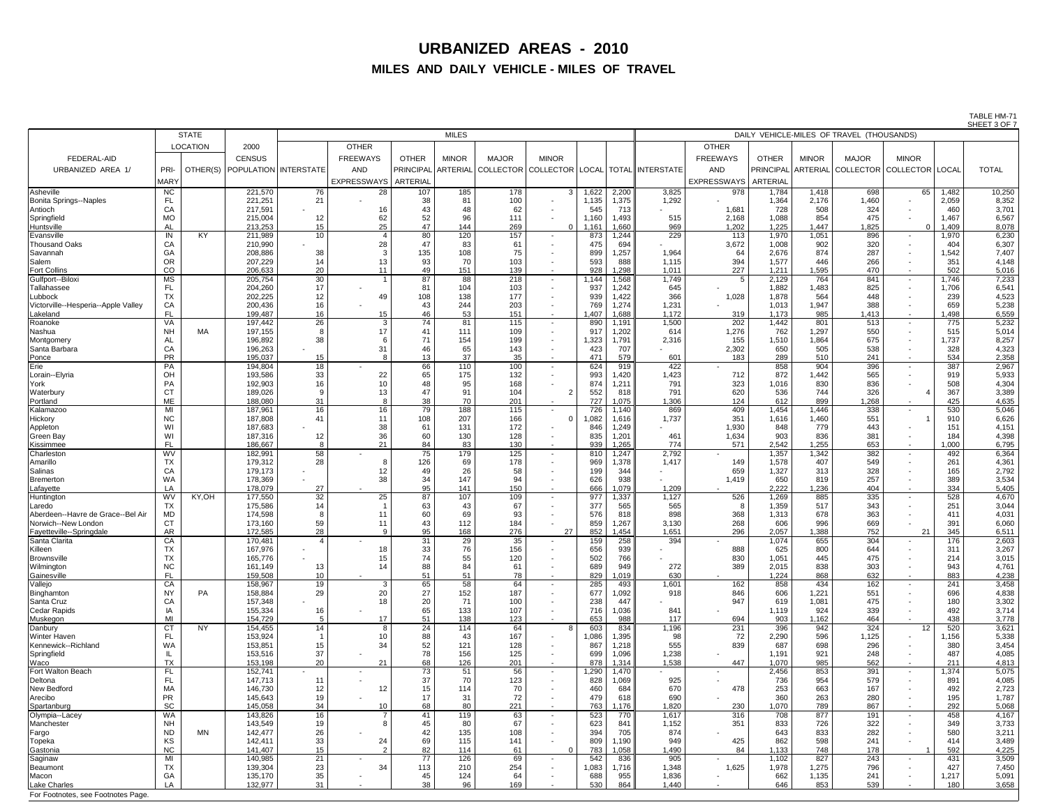# URBANIZED AREAS - 2010

## MILES AND DAILY VEHICLE - MILES OF TRAVEL

TABLE HM-71
SHEET 3 OF 7

| FEDERAL-AID URBANIZED AREA 1/ | STATE LOCATION PRIMARY | STATE LOCATION OTHER(S) | 2000 CENSUS POPULATION | MILES INTERSTATE | MILES OTHER FREEWAYS AND EXPRESSWAYS | MILES OTHER PRINCIPAL ARTERIAL | MILES MINOR ARTERIAL | MILES MAJOR COLLECTOR | MILES MINOR COLLECTOR | MILES LOCAL | MILES TOTAL | DVMT INTERSTATE | DVMT OTHER FREEWAYS AND EXPRESSWAYS | DVMT OTHER PRINCIPAL ARTERIAL | DVMT MINOR ARTERIAL | DVMT MAJOR COLLECTOR | DVMT MINOR COLLECTOR | DVMT LOCAL | DVMT TOTAL |
|---|---|---|---|---|---|---|---|---|---|---|---|---|---|---|---|---|---|---|---|
| Asheville | NC | | 221,570 | 76 | 28 | 107 | 185 | 178 | 3 | 1,622 | 2,200 | 3,825 | 978 | 1,784 | 1,418 | 698 | 65 | 1,482 | 10,250 |
| Bonita Springs--Naples | FL | | 221,251 | 21 | - | 38 | 81 | 100 | - | 1,135 | 1,375 | 1,292 | - | 1,364 | 2,176 | 1,460 | - | 2,059 | 8,352 |
| Antioch | CA | | 217,591 | - | 16 | 43 | 48 | 62 | - | 545 | 713 | - | 1,681 | 728 | 508 | 324 | - | 460 | 3,701 |
| Springfield | MO | | 215,004 | 12 | 62 | 52 | 96 | 111 | - | 1,160 | 1,493 | 515 | 2,168 | 1,088 | 854 | 475 | - | 1,467 | 6,567 |
| Huntsville | AL | | 213,253 | 15 | 25 | 47 | 144 | 269 | 0 | 1,161 | 1,660 | 969 | 1,202 | 1,225 | 1,447 | 1,825 | 0 | 1,409 | 8,078 |
| Evansville | IN | KY | 211,989 | 10 | 4 | 80 | 120 | 157 | - | 873 | 1,244 | 229 | 113 | 1,970 | 1,051 | 896 | - | 1,970 | 6,230 |
| Thousand Oaks | CA | | 210,990 | - | 28 | 47 | 83 | 61 | - | 475 | 694 | - | 3,672 | 1,008 | 902 | 320 | - | 404 | 6,307 |
| Savannah | GA | | 208,886 | 38 | 3 | 135 | 108 | 75 | - | 899 | 1,257 | 1,964 | 64 | 2,676 | 874 | 287 | - | 1,542 | 7,407 |
| Salem | OR | | 207,229 | 14 | 13 | 93 | 70 | 103 | - | 593 | 888 | 1,115 | 394 | 1,577 | 446 | 266 | - | 351 | 4,148 |
| Fort Collins | CO | | 206,633 | 20 | 11 | 49 | 151 | 139 | - | 928 | 1,298 | 1,011 | 227 | 1,211 | 1,595 | 470 | - | 502 | 5,016 |
| Gulfport--Biloxi | MS | | 205,754 | 30 | 1 | 87 | 88 | 218 | - | 1,144 | 1,568 | 1,749 | 5 | 2,129 | 764 | 841 | - | 1,746 | 7,233 |
| Tallahassee | FL | | 204,260 | 17 | - | 81 | 104 | 103 | - | 937 | 1,242 | 645 | - | 1,882 | 1,483 | 825 | - | 1,706 | 6,541 |
| Lubbock | TX | | 202,225 | 12 | 49 | 108 | 138 | 177 | - | 939 | 1,422 | 366 | 1,028 | 1,878 | 564 | 448 | - | 239 | 4,523 |
| Victorville--Hesperia--Apple Valley | CA | | 200,436 | 16 | - | 43 | 244 | 203 | - | 769 | 1,274 | 1,231 | - | 1,013 | 1,947 | 388 | - | 659 | 5,238 |
| Lakeland | FL | | 199,487 | 16 | 15 | 46 | 53 | 151 | - | 1,407 | 1,688 | 1,172 | 319 | 1,173 | 985 | 1,413 | - | 1,498 | 6,559 |
| Roanoke | VA | | 197,442 | 26 | 3 | 74 | 81 | 115 | - | 890 | 1,191 | 1,500 | 202 | 1,442 | 801 | 513 | - | 775 | 5,232 |
| Nashua | NH | MA | 197,155 | 8 | 17 | 41 | 111 | 109 | - | 917 | 1,202 | 614 | 1,276 | 762 | 1,297 | 550 | - | 515 | 5,014 |
| Montgomery | AL | | 196,892 | 38 | 6 | 71 | 154 | 199 | - | 1,323 | 1,791 | 2,316 | 155 | 1,510 | 1,864 | 675 | - | 1,737 | 8,257 |
| Santa Barbara | CA | | 196,263 | - | 31 | 46 | 65 | 143 | - | 423 | 707 | - | 2,302 | 650 | 505 | 538 | - | 328 | 4,323 |
| Ponce | PR | | 195,037 | 15 | 8 | 13 | 37 | 35 | - | 471 | 579 | 601 | 183 | 289 | 510 | 241 | - | 534 | 2,358 |
| Erie | PA | | 194,804 | 18 | - | 66 | 110 | 100 | - | 624 | 919 | 422 | - | 858 | 904 | 396 | - | 387 | 2,967 |
| Lorain--Elyria | OH | | 193,586 | 33 | 22 | 65 | 175 | 132 | - | 993 | 1,420 | 1,423 | 712 | 872 | 1,442 | 565 | - | 919 | 5,933 |
| York | PA | | 192,903 | 16 | 10 | 48 | 95 | 168 | - | 874 | 1,211 | 791 | 323 | 1,016 | 830 | 836 | - | 508 | 4,304 |
| Waterbury | CT | | 189,026 | 9 | 13 | 47 | 91 | 104 | 2 | 552 | 818 | 791 | 620 | 536 | 744 | 326 | 4 | 367 | 3,389 |
| Portland | ME | | 188,080 | 31 | 8 | 38 | 70 | 201 | - | 727 | 1,075 | 1,306 | 124 | 612 | 899 | 1,268 | - | 425 | 4,635 |
| Kalamazoo | MI | | 187,961 | 16 | 16 | 79 | 188 | 115 | - | 726 | 1,140 | 869 | 409 | 1,454 | 1,446 | 338 | - | 530 | 5,046 |
| Hickory | NC | | 187,808 | 41 | 11 | 108 | 207 | 166 | 0 | 1,082 | 1,616 | 1,737 | 351 | 1,616 | 1,460 | 551 | 1 | 910 | 6,626 |
| Appleton | WI | | 187,683 | - | 38 | 61 | 131 | 172 | - | 846 | 1,249 | - | 1,930 | 848 | 779 | 443 | - | 151 | 4,151 |
| Green Bay | WI | | 187,316 | 12 | 36 | 60 | 130 | 128 | - | 835 | 1,201 | 461 | 1,634 | 903 | 836 | 381 | - | 184 | 4,398 |
| Kissimmee | FL | | 186,667 | 8 | 21 | 84 | 83 | 130 | - | 939 | 1,265 | 774 | 571 | 2,542 | 1,255 | 653 | - | 1,000 | 6,795 |
| Charleston | WV | | 182,991 | 58 | - | 75 | 179 | 125 | - | 810 | 1,247 | 2,792 | - | 1,357 | 1,342 | 382 | - | 492 | 6,364 |
| Amarillo | TX | | 179,312 | 28 | 8 | 126 | 69 | 178 | - | 969 | 1,378 | 1,417 | 149 | 1,578 | 407 | 549 | - | 261 | 4,361 |
| Salinas | CA | | 179,173 | - | 12 | 49 | 26 | 58 | - | 199 | 344 | - | 659 | 1,327 | 313 | 328 | - | 165 | 2,792 |
| Bremerton | WA | | 178,369 | - | 38 | 34 | 147 | 94 | - | 626 | 938 | - | 1,419 | 650 | 819 | 257 | - | 389 | 3,534 |
| Lafayette | LA | | 178,079 | 27 | - | 95 | 141 | 150 | - | 666 | 1,079 | 1,209 | - | 2,222 | 1,236 | 404 | - | 334 | 5,405 |
| Huntington | WV | KY,OH | 177,550 | 32 | 25 | 87 | 107 | 109 | - | 977 | 1,337 | 1,127 | 526 | 1,269 | 885 | 335 | - | 528 | 4,670 |
| Laredo | TX | | 175,586 | 14 | 1 | 63 | 43 | 67 | - | 377 | 565 | 565 | 8 | 1,359 | 517 | 343 | - | 251 | 3,044 |
| Aberdeen--Havre de Grace--Bel Air | MD | | 174,598 | 8 | 11 | 60 | 69 | 93 | - | 576 | 818 | 898 | 368 | 1,313 | 678 | 363 | - | 411 | 4,031 |
| Norwich--New London | CT | | 173,160 | 59 | 11 | 43 | 112 | 184 | - | 859 | 1,267 | 3,130 | 268 | 606 | 996 | 669 | - | 391 | 6,060 |
| Fayetteville--Springdale | AR | | 172,585 | 28 | 9 | 95 | 168 | 276 | 27 | 852 | 1,454 | 1,651 | 296 | 2,057 | 1,388 | 752 | 21 | 345 | 6,511 |
| Santa Clarita | CA | | 170,481 | 4 | - | 31 | 29 | 35 | - | 159 | 258 | 394 | - | 1,074 | 655 | 304 | - | 176 | 2,603 |
| Killeen | TX | | 167,976 | - | 18 | 33 | 76 | 156 | - | 656 | 939 | - | 888 | 625 | 800 | 644 | - | 311 | 3,267 |
| Brownsville | TX | | 165,776 | - | 15 | 74 | 55 | 120 | - | 502 | 766 | - | 830 | 1,051 | 445 | 475 | - | 214 | 3,015 |
| Wilmington | NC | | 161,149 | 13 | 14 | 88 | 84 | 61 | - | 689 | 949 | 272 | 389 | 2,015 | 838 | 303 | - | 943 | 4,761 |
| Gainesville | FL | | 159,508 | 10 | - | 51 | 51 | 78 | - | 829 | 1,019 | 630 | - | 1,224 | 868 | 632 | - | 883 | 4,238 |
| Vallejo | CA | | 158,967 | 19 | 3 | 65 | 58 | 64 | - | 285 | 493 | 1,601 | 162 | 858 | 434 | 162 | - | 241 | 3,458 |
| Binghamton | NY | PA | 158,884 | 29 | 20 | 27 | 152 | 187 | - | 677 | 1,092 | 918 | 846 | 606 | 1,221 | 551 | - | 696 | 4,838 |
| Santa Cruz | CA | | 157,348 | - | 18 | 20 | 71 | 100 | - | 238 | 447 | - | 947 | 619 | 1,081 | 475 | - | 180 | 3,302 |
| Cedar Rapids | IA | | 155,334 | 16 | - | 65 | 133 | 107 | - | 716 | 1,036 | 841 | - | 1,119 | 924 | 339 | - | 492 | 3,714 |
| Muskegon | MI | | 154,729 | 5 | 17 | 51 | 138 | 123 | - | 653 | 988 | 117 | 694 | 903 | 1,162 | 464 | - | 438 | 3,778 |
| Danbury | CT | NY | 154,455 | 14 | 8 | 24 | 114 | 64 | 8 | 603 | 834 | 1,196 | 231 | 396 | 942 | 324 | 12 | 520 | 3,621 |
| Winter Haven | FL | | 153,924 | 1 | 10 | 88 | 43 | 167 | - | 1,086 | 1,395 | 98 | 72 | 2,290 | 596 | 1,125 | - | 1,156 | 5,338 |
| Kennewick--Richland | WA | | 153,851 | 15 | 34 | 52 | 121 | 128 | - | 867 | 1,218 | 555 | 839 | 687 | 698 | 296 | - | 380 | 3,454 |
| Springfield | IL | | 153,516 | 37 | - | 78 | 156 | 125 | - | 699 | 1,096 | 1,238 | - | 1,191 | 921 | 248 | - | 487 | 4,085 |
| Waco | TX | | 153,198 | 20 | 21 | 68 | 126 | 201 | - | 878 | 1,314 | 1,538 | 447 | 1,070 | 985 | 562 | - | 211 | 4,813 |
| Fort Walton Beach | FL | | 152,741 | - | - | 73 | 51 | 56 | - | 1,290 | 1,470 | - | - | 2,456 | 853 | 391 | - | 1,374 | 5,075 |
| Deltona | FL | | 147,713 | 11 | - | 37 | 70 | 123 | - | 828 | 1,069 | 925 | - | 736 | 954 | 579 | - | 891 | 4,085 |
| New Bedford | MA | | 146,730 | 12 | 12 | 15 | 114 | 70 | - | 460 | 684 | 670 | 478 | 253 | 663 | 167 | - | 492 | 2,723 |
| Arecibo | PR | | 145,643 | 19 | - | 17 | 31 | 72 | - | 479 | 618 | 690 | - | 360 | 263 | 280 | - | 195 | 1,787 |
| Spartanburg | SC | | 145,058 | 34 | 10 | 68 | 80 | 221 | - | 763 | 1,176 | 1,820 | 230 | 1,070 | 789 | 867 | - | 292 | 5,068 |
| Olympia--Lacey | WA | | 143,826 | 16 | 7 | 41 | 119 | 63 | - | 523 | 770 | 1,617 | 316 | 708 | 877 | 191 | - | 458 | 4,167 |
| Manchester | NH | | 143,549 | 19 | 8 | 45 | 80 | 67 | - | 623 | 841 | 1,152 | 351 | 833 | 726 | 322 | - | 349 | 3,733 |
| Fargo | ND | MN | 142,477 | 26 | - | 42 | 135 | 108 | - | 394 | 705 | 874 | - | 643 | 833 | 282 | - | 580 | 3,211 |
| Topeka | KS | | 142,411 | 33 | 24 | 69 | 115 | 141 | - | 809 | 1,190 | 949 | 425 | 862 | 598 | 241 | - | 414 | 3,489 |
| Gastonia | NC | | 141,407 | 15 | 2 | 82 | 114 | 61 | 0 | 783 | 1,058 | 1,490 | 84 | 1,133 | 748 | 178 | 1 | 592 | 4,225 |
| Saginaw | MI | | 140,985 | 21 | - | 77 | 126 | 69 | - | 542 | 836 | 905 | - | 1,102 | 827 | 243 | - | 431 | 3,509 |
| Beaumont | TX | | 139,304 | 23 | 34 | 113 | 210 | 254 | - | 1,083 | 1,716 | 1,348 | 1,625 | 1,978 | 1,275 | 796 | - | 427 | 7,450 |
| Macon | GA | | 135,170 | 35 | - | 45 | 124 | 64 | - | 688 | 955 | 1,836 | - | 662 | 1,135 | 241 | - | 1,217 | 5,091 |
| Lake Charles | LA | | 132,977 | 31 | - | 38 | 96 | 169 | - | 530 | 864 | 1,440 | - | 646 | 853 | 539 | - | 180 | 3,658 |

For Footnotes, see Footnotes Page.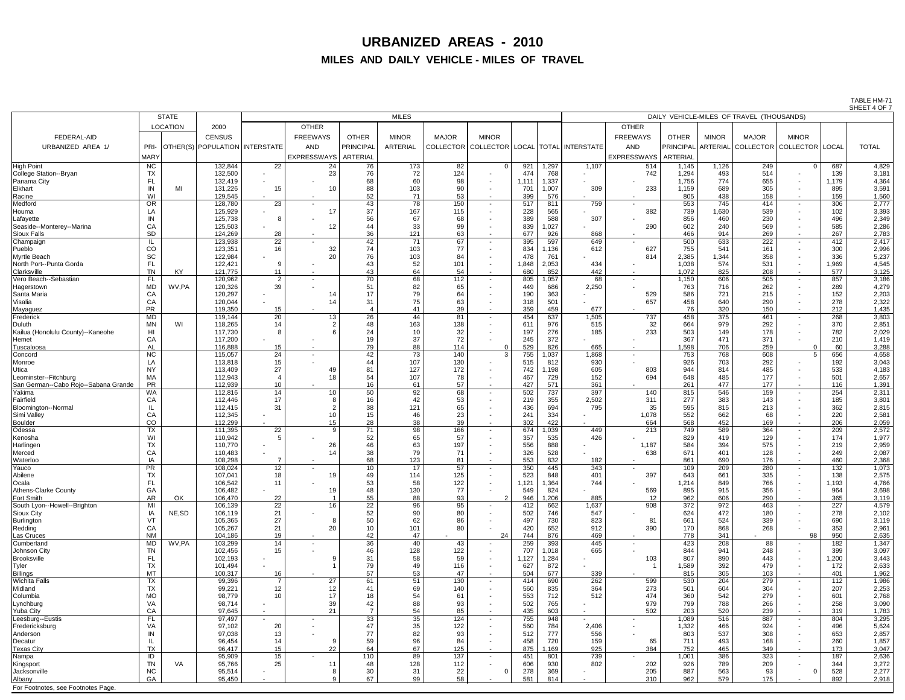# URBANIZED AREAS - 2010

## MILES AND DAILY VEHICLE - MILES OF TRAVEL

TABLE HM-71
SHEET 4 OF 7

| FEDERAL-AID URBANIZED AREA 1/ | STATE LOCATION PRIMARY | STATE LOCATION OTHER(S) | 2000 CENSUS POPULATION | MILES INTERSTATE | MILES OTHER FREEWAYS AND EXPRESSWAYS | MILES OTHER PRINCIPAL ARTERIAL | MILES MINOR ARTERIAL | MILES MAJOR COLLECTOR | MILES MINOR COLLECTOR | MILES LOCAL | MILES TOTAL | DVMT INTERSTATE | DVMT OTHER FREEWAYS AND EXPRESSWAYS | DVMT OTHER PRINCIPAL ARTERIAL | DVMT MINOR ARTERIAL | DVMT MAJOR COLLECTOR | DVMT MINOR COLLECTOR | DVMT LOCAL | DVMT TOTAL |
|---|---|---|---|---|---|---|---|---|---|---|---|---|---|---|---|---|---|---|---|
| High Point | NC | | 132,844 | 22 | 24 | 76 | 173 | 82 | 0 | 921 | 1,297 | 1,107 | 514 | 1,145 | 1,126 | 249 | 0 | 687 | 4,829 |
| College Station--Bryan | TX | | 132,500 | - | 23 | 76 | 72 | 124 | - | 474 | 768 | - | 742 | 1,294 | 493 | 514 | - | 139 | 3,181 |
| Panama City | FL | | 132,419 | - | - | 68 | 60 | 98 | - | 1,111 | 1,337 | - | - | 1,756 | 774 | 655 | - | 1,179 | 4,364 |
| Elkhart | IN | MI | 131,226 | 15 | 10 | 88 | 103 | 90 | - | 701 | 1,007 | 309 | 233 | 1,159 | 689 | 305 | - | 895 | 3,591 |
| Racine | WI | | 129,545 | - | - | 52 | 71 | 53 | - | 399 | 576 | - | - | 805 | 438 | 158 | - | 159 | 1,560 |
| Medford | OR | | 128,780 | 23 | - | 43 | 78 | 150 | - | 517 | 811 | 759 | - | 553 | 745 | 414 | - | 306 | 2,777 |
| Houma | LA | | 125,929 | - | 17 | 37 | 167 | 115 | - | 228 | 565 | - | 382 | 739 | 1,630 | 539 | - | 102 | 3,393 |
| Lafayette | IN | | 125,738 | 8 | - | 56 | 67 | 68 | - | 389 | 588 | 307 | - | 856 | 460 | 230 | - | 496 | 2,349 |
| Seaside--Monterey--Marina | CA | | 125,503 | - | 12 | 44 | 33 | 99 | - | 839 | 1,027 | - | 290 | 602 | 240 | 569 | - | 585 | 2,286 |
| Sioux Falls | SD | | 124,269 | 28 | - | 36 | 121 | 63 | - | 677 | 926 | 868 | - | 466 | 914 | 269 | - | 267 | 2,783 |
| Champaign | IL | | 123,938 | 22 | - | 42 | 71 | 67 | - | 395 | 597 | 649 | - | 500 | 633 | 222 | - | 412 | 2,417 |
| Pueblo | CO | | 123,351 | 16 | 32 | 74 | 103 | 77 | - | 834 | 1,136 | 612 | 627 | 755 | 541 | 161 | - | 300 | 2,996 |
| Myrtle Beach | SC | | 122,984 | - | 20 | 76 | 103 | 84 | - | 478 | 761 | - | 814 | 2,385 | 1,344 | 358 | - | 336 | 5,237 |
| North Port--Punta Gorda | FL | | 122,421 | 9 | - | 43 | 52 | 101 | - | 1,848 | 2,053 | 434 | - | 1,038 | 574 | 531 | - | 1,969 | 4,545 |
| Clarksville | TN | KY | 121,775 | 11 | - | 43 | 64 | 54 | - | 680 | 852 | 442 | - | 1,072 | 825 | 208 | - | 577 | 3,125 |
| Vero Beach--Sebastian | FL | | 120,962 | 2 | - | 70 | 68 | 112 | - | 805 | 1,057 | 68 | - | 1,150 | 606 | 505 | - | 857 | 3,186 |
| Hagerstown | MD | WV,PA | 120,326 | 39 | - | 51 | 82 | 65 | - | 449 | 686 | 2,250 | - | 763 | 716 | 262 | - | 289 | 4,279 |
| Santa Maria | CA | | 120,297 | - | 14 | 17 | 79 | 64 | - | 190 | 363 | - | 529 | 586 | 721 | 215 | - | 152 | 2,203 |
| Visalia | CA | | 120,044 | - | 14 | 31 | 75 | 63 | - | 318 | 501 | - | 657 | 458 | 640 | 290 | - | 278 | 2,322 |
| Mayaguez | PR | | 119,350 | 15 | - | 4 | 41 | 39 | - | 359 | 459 | 677 | - | 76 | 320 | 150 | - | 212 | 1,435 |
| Frederick | MD | | 119,144 | 20 | 13 | 26 | 44 | 81 | - | 454 | 637 | 1,505 | 737 | 458 | 375 | 461 | - | 268 | 3,803 |
| Duluth | MN | WI | 118,265 | 14 | 2 | 48 | 163 | 138 | - | 611 | 976 | 515 | 32 | 664 | 979 | 292 | - | 370 | 2,851 |
| Kailua (Honolulu County)--Kaneohe | HI | | 117,730 | 8 | 6 | 24 | 10 | 32 | - | 197 | 276 | 185 | 233 | 503 | 149 | 178 | - | 782 | 2,029 |
| Hemet | CA | | 117,200 | - | - | 19 | 37 | 72 | - | 245 | 372 | - | - | 367 | 471 | 371 | - | 210 | 1,419 |
| Tuscaloosa | AL | | 116,888 | 15 | - | 79 | 88 | 114 | 0 | 529 | 826 | 665 | - | 1,598 | 706 | 259 | 0 | 60 | 3,288 |
| Concord | NC | | 115,057 | 24 | - | 42 | 73 | 140 | 3 | 755 | 1,037 | 1,868 | - | 753 | 768 | 608 | 5 | 656 | 4,658 |
| Monroe | LA | | 113,818 | 15 | - | 44 | 107 | 130 | - | 515 | 812 | 930 | - | 926 | 703 | 292 | - | 192 | 3,043 |
| Utica | NY | | 113,409 | 27 | 49 | 81 | 127 | 172 | - | 742 | 1,198 | 605 | 803 | 944 | 814 | 485 | - | 533 | 4,183 |
| Leominster--Fitchburg | MA | | 112,943 | 4 | 18 | 54 | 107 | 78 | - | 467 | 729 | 152 | 694 | 648 | 485 | 177 | - | 501 | 2,657 |
| San German--Cabo Rojo--Sabana Grande | PR | | 112,939 | 10 | - | 16 | 61 | 57 | - | 427 | 571 | 361 | - | 261 | 477 | 177 | - | 116 | 1,391 |
| Yakima | WA | | 112,816 | 14 | 10 | 50 | 92 | 68 | - | 502 | 737 | 397 | 140 | 815 | 546 | 159 | - | 254 | 2,311 |
| Fairfield | CA | | 112,446 | 17 | 8 | 16 | 42 | 53 | - | 219 | 355 | 2,502 | 311 | 277 | 383 | 143 | - | 185 | 3,801 |
| Bloomington--Normal | IL | | 112,415 | 31 | 2 | 38 | 121 | 65 | - | 436 | 694 | 795 | 35 | 595 | 815 | 213 | - | 362 | 2,815 |
| Simi Valley | CA | | 112,345 | - | 10 | 15 | 46 | 23 | - | 241 | 334 | - | 1,078 | 552 | 662 | 68 | - | 220 | 2,581 |
| Boulder | CO | | 112,299 | - | 15 | 28 | 38 | 39 | - | 302 | 422 | - | 664 | 568 | 452 | 169 | - | 206 | 2,059 |
| Odessa | TX | | 111,395 | 22 | 9 | 71 | 98 | 166 | - | 674 | 1,039 | 449 | 213 | 749 | 589 | 364 | - | 209 | 2,572 |
| Kenosha | WI | | 110,942 | 5 | - | 52 | 65 | 57 | - | 357 | 535 | 426 | - | 829 | 419 | 129 | - | 174 | 1,977 |
| Harlingen | TX | | 110,770 | - | 26 | 46 | 63 | 197 | - | 556 | 888 | - | 1,187 | 584 | 394 | 575 | - | 219 | 2,959 |
| Merced | CA | | 110,483 | - | 14 | 38 | 79 | 71 | - | 326 | 528 | - | 638 | 671 | 401 | 128 | - | 249 | 2,087 |
| Waterloo | IA | | 108,298 | 7 | - | 68 | 123 | 81 | - | 553 | 832 | 182 | - | 861 | 690 | 176 | - | 460 | 2,368 |
| Yauco | PR | | 108,024 | 12 | - | 10 | 17 | 57 | - | 350 | 445 | 343 | - | 109 | 209 | 280 | - | 132 | 1,073 |
| Abilene | TX | | 107,041 | 18 | 19 | 49 | 114 | 125 | - | 523 | 848 | 401 | 397 | 643 | 661 | 335 | - | 138 | 2,575 |
| Ocala | FL | | 106,542 | 11 | - | 53 | 58 | 122 | - | 1,121 | 1,364 | 744 | - | 1,214 | 849 | 766 | - | 1,193 | 4,766 |
| Athens-Clarke County | GA | | 106,482 | - | 19 | 48 | 130 | 77 | - | 549 | 824 | - | 569 | 895 | 915 | 356 | - | 964 | 3,698 |
| Fort Smith | AR | OK | 106,470 | 22 | 1 | 55 | 88 | 93 | 2 | 946 | 1,206 | 885 | 12 | 962 | 606 | 290 | - | 365 | 3,119 |
| South Lyon--Howell--Brighton | MI | | 106,139 | 22 | 16 | 22 | 96 | 95 | - | 412 | 662 | 1,637 | 908 | 372 | 972 | 463 | - | 227 | 4,579 |
| Sioux City | IA | NE,SD | 106,119 | 21 | - | 52 | 90 | 80 | - | 502 | 746 | 547 | - | 624 | 472 | 180 | - | 278 | 2,102 |
| Burlington | VT | | 105,365 | 27 | 8 | 50 | 62 | 86 | - | 497 | 730 | 823 | 81 | 661 | 524 | 339 | - | 690 | 3,119 |
| Redding | CA | | 105,267 | 21 | 20 | 10 | 101 | 80 | - | 420 | 652 | 912 | 390 | 170 | 868 | 268 | - | 353 | 2,961 |
| Las Cruces | NM | | 104,186 | 19 | - | 42 | 47 | - | 24 | 744 | 876 | 469 | - | 778 | 341 | - | 98 | 950 | 2,635 |
| Cumberland | MD | WV,PA | 103,299 | 14 | - | 36 | 40 | 43 | - | 259 | 393 | 445 | - | 423 | 208 | 88 | - | 182 | 1,347 |
| Johnson City | TN | | 102,456 | 15 | - | 46 | 128 | 122 | - | 707 | 1,018 | 665 | - | 844 | 941 | 248 | - | 399 | 3,097 |
| Brooksville | FL | | 102,193 | - | 9 | 31 | 58 | 59 | - | 1,127 | 1,284 | - | 103 | 807 | 890 | 443 | - | 1,200 | 3,443 |
| Tyler | TX | | 101,494 | - | 1 | 79 | 49 | 116 | - | 627 | 872 | - | 1 | 1,589 | 392 | 479 | - | 172 | 2,633 |
| Billings | MT | | 100,317 | 16 | - | 57 | 53 | 47 | - | 504 | 677 | 339 | - | 815 | 305 | 103 | - | 401 | 1,962 |
| Wichita Falls | TX | | 99,396 | 7 | 27 | 61 | 51 | 130 | - | 414 | 690 | 262 | 599 | 530 | 204 | 279 | - | 112 | 1,986 |
| Midland | TX | | 99,221 | 12 | 12 | 41 | 69 | 140 | - | 560 | 835 | 364 | 273 | 501 | 604 | 304 | - | 207 | 2,253 |
| Columbia | MO | | 98,779 | 10 | 17 | 18 | 54 | 61 | - | 553 | 712 | 512 | 474 | 360 | 542 | 279 | - | 601 | 2,768 |
| Lynchburg | VA | | 98,714 | - | 39 | 42 | 88 | 93 | - | 502 | 765 | - | 979 | 799 | 788 | 266 | - | 258 | 3,090 |
| Yuba City | CA | | 97,645 | - | 21 | 7 | 54 | 85 | - | 435 | 603 | - | 502 | 203 | 520 | 239 | - | 319 | 1,783 |
| Leesburg--Eustis | FL | | 97,497 | - | - | 33 | 35 | 124 | - | 755 | 948 | - | - | 1,089 | 516 | 887 | - | 804 | 3,295 |
| Fredericksburg | VA | | 97,102 | 20 | - | 47 | 35 | 122 | - | 560 | 784 | 2,406 | - | 1,332 | 466 | 924 | - | 496 | 5,624 |
| Anderson | IN | | 97,038 | 13 | - | 77 | 82 | 93 | - | 512 | 777 | 556 | - | 803 | 537 | 308 | - | 653 | 2,857 |
| Decatur | IL | | 96,454 | 14 | 9 | 59 | 96 | 84 | - | 458 | 720 | 159 | 65 | 711 | 493 | 168 | - | 260 | 1,857 |
| Texas City | TX | | 96,417 | 15 | 22 | 64 | 67 | 125 | - | 875 | 1,169 | 925 | 384 | 752 | 465 | 349 | - | 173 | 3,047 |
| Nampa | ID | | 95,909 | 15 | - | 110 | 89 | 137 | - | 451 | 801 | 739 | - | 1,001 | 386 | 323 | - | 187 | 2,636 |
| Kingsport | TN | VA | 95,766 | 25 | 11 | 48 | 128 | 112 | - | 606 | 930 | 802 | 202 | 926 | 789 | 209 | - | 344 | 3,272 |
| Jacksonville | NC | | 95,514 | - | 8 | 30 | 31 | 22 | 0 | 278 | 369 | - | 205 | 887 | 563 | 93 | 0 | 528 | 2,277 |
| Albany | GA | | 95,450 | - | 9 | 67 | 99 | 58 | - | 581 | 814 | - | 310 | 962 | 579 | 175 | - | 892 | 2,918 |

For Footnotes, see Footnotes Page.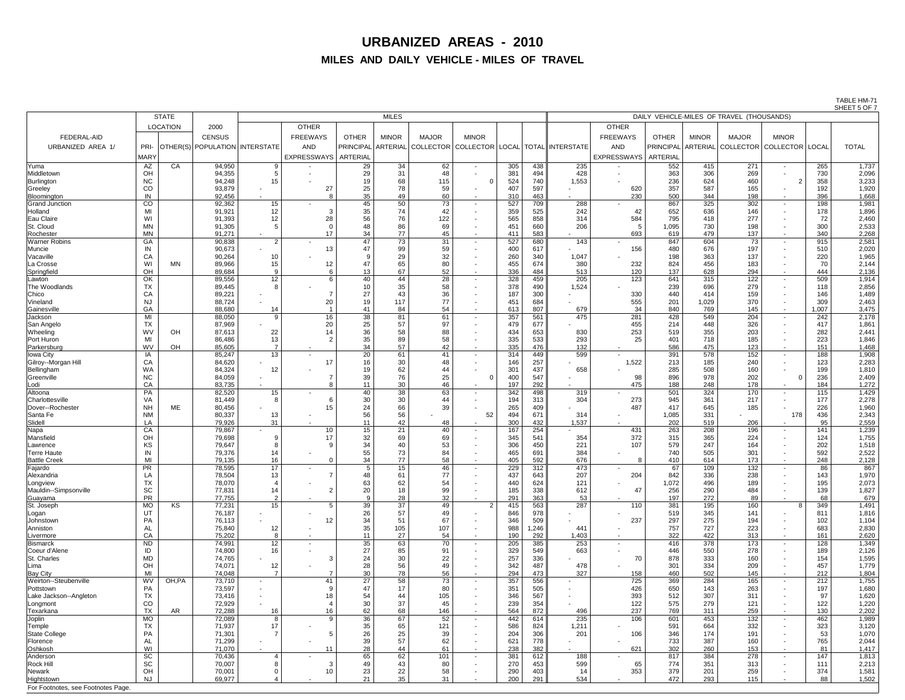# URBANIZED AREAS - 2010

## MILES AND DAILY VEHICLE - MILES OF TRAVEL

TABLE HM-71
SHEET 5 OF 7

| FEDERAL-AID URBANIZED AREA 1/ | STATE LOCATION PRIMARY | STATE LOCATION OTHER(S) | 2000 CENSUS POPULATION | MILES INTERSTATE | MILES OTHER FREEWAYS AND EXPRESSWAYS | MILES OTHER PRINCIPAL ARTERIAL | MILES MINOR ARTERIAL | MILES MAJOR COLLECTOR | MILES MINOR COLLECTOR | MILES LOCAL | MILES TOTAL | DVMT INTERSTATE | DVMT OTHER FREEWAYS AND EXPRESSWAYS | DVMT OTHER PRINCIPAL ARTERIAL | DVMT MINOR ARTERIAL | DVMT MAJOR COLLECTOR | DVMT MINOR COLLECTOR | DVMT LOCAL | DVMT TOTAL |
|---|---|---|---|---|---|---|---|---|---|---|---|---|---|---|---|---|---|---|---|
| Yuma | AZ | CA | 94,950 | 9 | - | 29 | 34 | 62 | - | 305 | 438 | 235 | - | 552 | 415 | 271 | - | 265 | 1,737 |
| Middletown | OH | | 94,355 | 5 | - | 29 | 31 | 48 | - | 381 | 494 | 428 | - | 363 | 306 | 269 | - | 730 | 2,096 |
| Burlington | NC | | 94,248 | 15 | - | 19 | 68 | 115 | 0 | 524 | 740 | 1,553 | - | 236 | 624 | 460 | 2 | 358 | 3,233 |
| Greeley | CO | | 93,879 | - | 27 | 25 | 78 | 59 | - | 407 | 597 | - | 620 | 357 | 587 | 165 | - | 192 | 1,920 |
| Bloomington | IN | | 92,456 | - | 8 | 35 | 49 | 60 | - | 310 | 463 | - | 230 | 500 | 344 | 198 | - | 396 | 1,668 |
| Grand Junction | CO | | 92,362 | 15 | - | 45 | 50 | 73 | - | 527 | 709 | 288 | - | 867 | 325 | 302 | - | 198 | 1,981 |
| Holland | MI | | 91,921 | 12 | 3 | 35 | 74 | 42 | - | 359 | 525 | 242 | 42 | 652 | 636 | 146 | - | 178 | 1,896 |
| Eau Claire | WI | | 91,393 | 12 | 28 | 56 | 76 | 122 | - | 565 | 858 | 314 | 584 | 795 | 418 | 277 | - | 72 | 2,460 |
| St. Cloud | MN | | 91,305 | 5 | 0 | 48 | 86 | 69 | - | 451 | 660 | 206 | 5 | 1,095 | 730 | 198 | - | 300 | 2,533 |
| Rochester | MN | | 91,271 | - | 17 | 34 | 77 | 45 | - | 411 | 583 | - | 693 | 619 | 479 | 137 | - | 340 | 2,268 |
| Warner Robins | GA | | 90,838 | 2 | - | 47 | 73 | 31 | - | 527 | 680 | 143 | - | 847 | 604 | 73 | - | 915 | 2,581 |
| Muncie | IN | | 90,673 | - | 13 | 47 | 99 | 59 | - | 400 | 617 | - | 156 | 480 | 676 | 197 | - | 510 | 2,020 |
| Vacaville | CA | | 90,264 | 10 | - | 9 | 29 | 32 | - | 260 | 340 | 1,047 | - | 198 | 363 | 137 | - | 220 | 1,965 |
| La Crosse | WI | MN | 89,966 | 15 | 12 | 47 | 65 | 80 | - | 455 | 674 | 380 | 232 | 824 | 456 | 183 | - | 70 | 2,144 |
| Springfield | OH | | 89,684 | 9 | 6 | 13 | 67 | 52 | - | 336 | 484 | 513 | 120 | 137 | 628 | 294 | - | 444 | 2,136 |
| Lawton | OK | | 89,556 | 12 | 6 | 40 | 44 | 28 | - | 328 | 459 | 205 | 123 | 641 | 315 | 122 | - | 509 | 1,914 |
| The Woodlands | TX | | 89,445 | 8 | - | 10 | 35 | 58 | - | 378 | 490 | 1,524 | - | 239 | 696 | 279 | - | 118 | 2,856 |
| Chico | CA | | 89,221 | - | 7 | 27 | 43 | 36 | - | 187 | 300 | - | 330 | 440 | 414 | 159 | - | 146 | 1,489 |
| Vineland | NJ | | 88,724 | - | 20 | 19 | 117 | 77 | - | 451 | 684 | - | 555 | 201 | 1,029 | 370 | - | 309 | 2,463 |
| Gainesville | GA | | 88,680 | 14 | 1 | 41 | 84 | 54 | - | 613 | 807 | 679 | 34 | 840 | 769 | 145 | - | 1,007 | 3,475 |
| Jackson | MI | | 88,050 | 9 | 16 | 38 | 81 | 61 | - | 357 | 561 | 475 | 281 | 428 | 549 | 204 | - | 242 | 2,178 |
| San Angelo | TX | | 87,969 | - | 20 | 25 | 57 | 97 | - | 479 | 677 | - | 455 | 214 | 448 | 326 | - | 417 | 1,861 |
| Wheeling | WV | OH | 87,613 | 22 | 14 | 36 | 58 | 88 | - | 434 | 653 | 830 | 253 | 519 | 355 | 203 | - | 282 | 2,441 |
| Port Huron | MI | | 86,486 | 13 | 2 | 35 | 89 | 58 | - | 335 | 533 | 293 | 25 | 401 | 718 | 185 | - | 223 | 1,846 |
| Parkersburg | WV | OH | 85,605 | 7 | - | 34 | 57 | 42 | - | 335 | 476 | 132 | - | 586 | 475 | 123 | - | 151 | 1,468 |
| Iowa City | IA | | 85,247 | 13 | - | 20 | 61 | 41 | - | 314 | 449 | 599 | - | 391 | 578 | 152 | - | 188 | 1,908 |
| Gilroy--Morgan Hill | CA | | 84,620 | - | 17 | 16 | 30 | 48 | - | 146 | 257 | - | 1,522 | 213 | 185 | 240 | - | 123 | 2,283 |
| Bellingham | WA | | 84,324 | 12 | - | 19 | 62 | 44 | - | 301 | 437 | 658 | - | 285 | 508 | 160 | - | 199 | 1,810 |
| Greenville | NC | | 84,059 | - | 7 | 39 | 76 | 25 | 0 | 400 | 547 | - | 98 | 896 | 978 | 202 | 0 | 236 | 2,409 |
| Lodi | CA | | 83,735 | - | 8 | 11 | 30 | 46 | - | 197 | 292 | - | 475 | 188 | 248 | 178 | - | 184 | 1,272 |
| Altoona | PA | | 82,520 | 15 | - | 40 | 38 | 63 | - | 342 | 498 | 319 | - | 501 | 324 | 170 | - | 115 | 1,429 |
| Charlottesville | VA | | 81,449 | 8 | 6 | 30 | 30 | 44 | - | 194 | 313 | 304 | 273 | 945 | 361 | 217 | - | 177 | 2,278 |
| Dover--Rochester | NH | ME | 80,456 | - | 15 | 24 | 66 | 39 | - | 265 | 409 | - | 487 | 417 | 645 | 185 | - | 226 | 1,960 |
| Santa Fe | NM | | 80,337 | 13 | - | 56 | 56 | - | 52 | 494 | 671 | 314 | - | 1,085 | 331 | - | 178 | 436 | 2,343 |
| Slidell | LA | | 79,926 | 31 | - | 11 | 42 | 48 | - | 300 | 432 | 1,537 | - | 202 | 519 | 206 | - | 95 | 2,559 |
| Napa | CA | | 79,867 | - | 10 | 15 | 21 | 40 | - | 167 | 254 | - | 431 | 263 | 208 | 196 | - | 141 | 1,239 |
| Mansfield | OH | | 79,698 | 9 | 17 | 32 | 69 | 69 | - | 345 | 541 | 354 | 372 | 315 | 365 | 224 | - | 124 | 1,755 |
| Lawrence | KS | | 79,647 | 8 | 9 | 34 | 40 | 53 | - | 306 | 450 | 221 | 107 | 579 | 247 | 164 | - | 202 | 1,518 |
| Terre Haute | IN | | 79,376 | 14 | - | 55 | 73 | 84 | - | 465 | 691 | 384 | - | 740 | 505 | 301 | - | 592 | 2,522 |
| Battle Creek | MI | | 79,135 | 16 | 0 | 34 | 77 | 58 | - | 405 | 592 | 676 | 8 | 410 | 614 | 173 | - | 248 | 2,128 |
| Fajardo | PR | | 78,595 | 17 | - | 5 | 15 | 46 | - | 229 | 312 | 473 | - | 67 | 109 | 132 | - | 86 | 867 |
| Alexandria | LA | | 78,504 | 13 | 7 | 48 | 61 | 77 | - | 437 | 643 | 207 | 204 | 842 | 336 | 238 | - | 143 | 1,970 |
| Longview | TX | | 78,070 | 4 | - | 63 | 62 | 54 | - | 440 | 624 | 121 | - | 1,072 | 496 | 189 | - | 195 | 2,073 |
| Mauldin--Simpsonville | SC | | 77,831 | 14 | 2 | 20 | 18 | 99 | - | 185 | 338 | 612 | 47 | 256 | 290 | 484 | - | 139 | 1,827 |
| Guayama | PR | | 77,755 | 2 | - | 9 | 28 | 32 | - | 291 | 363 | 53 | - | 197 | 272 | 89 | - | 68 | 679 |
| St. Joseph | MO | KS | 77,231 | 15 | 5 | 39 | 37 | 49 | 2 | 415 | 563 | 287 | 110 | 381 | 195 | 160 | 8 | 349 | 1,491 |
| Logan | UT | | 76,187 | - | - | 26 | 57 | 49 | - | 846 | 978 | - | - | 519 | 345 | 141 | - | 811 | 1,816 |
| Johnstown | PA | | 76,113 | - | 12 | 34 | 51 | 67 | - | 346 | 509 | - | 237 | 297 | 275 | 194 | - | 102 | 1,104 |
| Anniston | AL | | 75,840 | 12 | - | 35 | 105 | 107 | - | 988 | 1,246 | 441 | - | 757 | 727 | 223 | - | 683 | 2,830 |
| Livermore | CA | | 75,202 | 8 | - | 11 | 27 | 54 | - | 190 | 292 | 1,403 | - | 322 | 422 | 313 | - | 161 | 2,620 |
| Bismarck | ND | | 74,991 | 12 | - | 35 | 63 | 70 | - | 205 | 385 | 253 | - | 416 | 378 | 173 | - | 128 | 1,349 |
| Coeur d'Alene | ID | | 74,800 | 16 | - | 27 | 85 | 91 | - | 329 | 549 | 663 | - | 446 | 550 | 278 | - | 189 | 2,126 |
| St. Charles | MD | | 74,765 | - | 3 | 24 | 30 | 22 | - | 257 | 336 | - | 70 | 878 | 333 | 160 | - | 154 | 1,595 |
| Lima | OH | | 74,071 | 12 | - | 28 | 56 | 49 | - | 342 | 487 | 478 | - | 301 | 334 | 209 | - | 457 | 1,779 |
| Bay City | MI | | 74,048 | 7 | 7 | 30 | 78 | 56 | - | 294 | 473 | 327 | 158 | 460 | 502 | 145 | - | 212 | 1,804 |
| Weirton--Steubenville | WV | OH,PA | 73,710 | - | 41 | 27 | 58 | 73 | - | 357 | 556 | - | 725 | 369 | 284 | 165 | - | 212 | 1,755 |
| Pottstown | PA | | 73,597 | - | 9 | 47 | 17 | 80 | - | 351 | 505 | - | 426 | 650 | 143 | 263 | - | 197 | 1,680 |
| Lake Jackson--Angleton | TX | | 73,416 | - | 18 | 54 | 44 | 105 | - | 346 | 567 | - | 393 | 512 | 307 | 311 | - | 97 | 1,620 |
| Longmont | CO | | 72,929 | - | 4 | 30 | 37 | 45 | - | 239 | 354 | - | 122 | 575 | 279 | 121 | - | 122 | 1,220 |
| Texarkana | TX | AR | 72,288 | 16 | 16 | 62 | 68 | 146 | - | 564 | 872 | 496 | 237 | 769 | 311 | 259 | - | 130 | 2,202 |
| Joplin | MO | | 72,089 | 8 | 9 | 36 | 67 | 52 | - | 442 | 614 | 235 | 106 | 601 | 453 | 132 | - | 462 | 1,989 |
| Temple | TX | | 71,937 | 17 | - | 35 | 65 | 121 | - | 586 | 824 | 1,211 | - | 591 | 664 | 332 | - | 323 | 3,120 |
| State College | PA | | 71,301 | 7 | 5 | 26 | 25 | 39 | - | 204 | 306 | 201 | 106 | 346 | 174 | 191 | - | 53 | 1,070 |
| Florence | AL | | 71,299 | - | - | 39 | 57 | 62 | - | 621 | 778 | - | - | 733 | 387 | 160 | - | 765 | 2,044 |
| Oshkosh | WI | | 71,070 | - | 11 | 28 | 44 | 61 | - | 238 | 382 | - | 621 | 302 | 260 | 153 | - | 81 | 1,417 |
| Anderson | SC | | 70,436 | 4 | - | 65 | 62 | 101 | - | 381 | 612 | 188 | - | 817 | 384 | 278 | - | 147 | 1,813 |
| Rock Hill | SC | | 70,007 | 8 | 3 | 49 | 43 | 80 | - | 270 | 453 | 599 | 65 | 774 | 351 | 313 | - | 111 | 2,213 |
| Newark | OH | | 70,001 | 0 | 10 | 23 | 22 | 58 | - | 290 | 403 | 14 | 353 | 379 | 201 | 259 | - | 374 | 1,581 |
| Hightstown | NJ | | 69,977 | 4 | - | 21 | 35 | 31 | - | 200 | 291 | 534 | - | 472 | 293 | 115 | - | 88 | 1,502 |

For Footnotes, see Footnotes Page.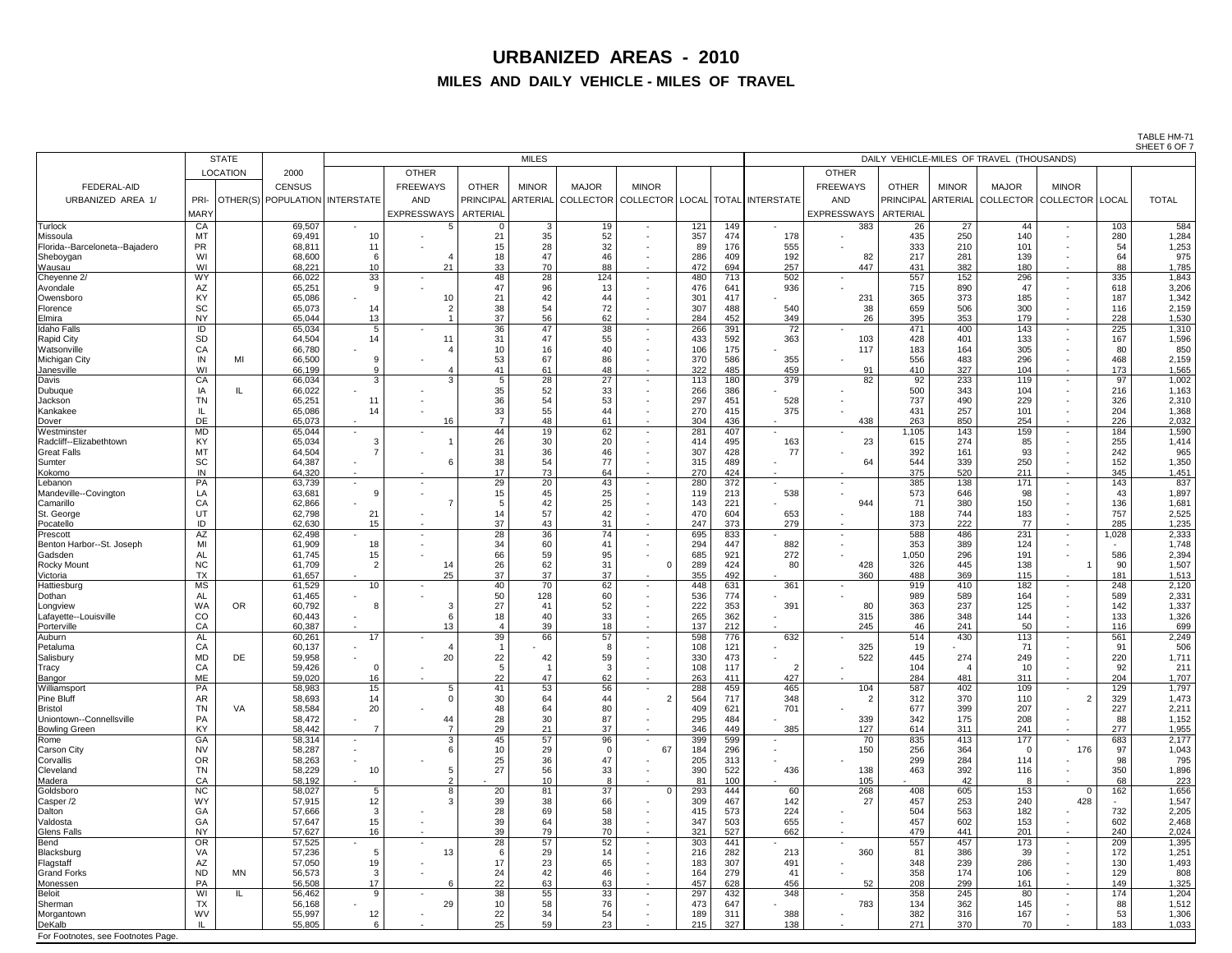# URBANIZED AREAS - 2010

## MILES AND DAILY VEHICLE - MILES OF TRAVEL

TABLE HM-71
SHEET 6 OF 7

| FEDERAL-AID URBANIZED AREA 1/ | STATE LOCATION PRI-MARY | STATE LOCATION OTHER(S) | 2000 CENSUS POPULATION | MILES INTERSTATE | MILES OTHER FREEWAYS AND EXPRESSWAYS | MILES OTHER PRINCIPAL ARTERIAL | MILES MINOR ARTERIAL | MILES MAJOR COLLECTOR | MILES MINOR COLLECTOR | MILES LOCAL | MILES TOTAL | DVMT INTERSTATE | DVMT OTHER FREEWAYS AND EXPRESSWAYS | DVMT OTHER PRINCIPAL ARTERIAL | DVMT MINOR ARTERIAL | DVMT MAJOR COLLECTOR | DVMT MINOR COLLECTOR | DVMT LOCAL | DVMT TOTAL |
|---|---|---|---|---|---|---|---|---|---|---|---|---|---|---|---|---|---|---|---|
| Turlock | CA | | 69,507 | - | 5 | 0 | 3 | 19 | - | 121 | 149 | - | 383 | 26 | 27 | 44 | - | 103 | 584 |
| Missoula | MT | | 69,491 | 10 | - | 21 | 35 | 52 | - | 357 | 474 | 178 | - | 435 | 250 | 140 | - | 280 | 1,284 |
| Florida--Barceloneta--Bajadero | PR | | 68,811 | 11 | - | 15 | 28 | 32 | - | 89 | 176 | 555 | - | 333 | 210 | 101 | - | 54 | 1,253 |
| Sheboygan | WI | | 68,600 | 6 | 4 | 18 | 47 | 46 | - | 286 | 409 | 192 | 82 | 217 | 281 | 139 | - | 64 | 975 |
| Wausau | WI | | 68,221 | 10 | 21 | 33 | 70 | 88 | - | 472 | 694 | 257 | 447 | 431 | 382 | 180 | - | 88 | 1,785 |
| Cheyenne 2/ | WY | | 66,022 | 33 | - | 48 | 28 | 124 | - | 480 | 713 | 502 | - | 557 | 152 | 296 | - | 335 | 1,843 |
| Avondale | AZ | | 65,251 | 9 | - | 47 | 96 | 13 | - | 476 | 641 | 936 | - | 715 | 890 | 47 | - | 618 | 3,206 |
| Owensboro | KY | | 65,086 | - | 10 | 21 | 42 | 44 | - | 301 | 417 | - | 231 | 365 | 373 | 185 | - | 187 | 1,342 |
| Florence | SC | | 65,073 | 14 | 2 | 38 | 54 | 72 | - | 307 | 488 | 540 | 38 | 659 | 506 | 300 | - | 116 | 2,159 |
| Elmira | NY | | 65,044 | 13 | 1 | 37 | 56 | 62 | - | 284 | 452 | 349 | 26 | 395 | 353 | 179 | - | 228 | 1,530 |
| Idaho Falls | ID | | 65,034 | 5 | - | 36 | 47 | 38 | - | 266 | 391 | 72 | - | 471 | 400 | 143 | - | 225 | 1,310 |
| Rapid City | SD | | 64,504 | 14 | 11 | 31 | 47 | 55 | - | 433 | 592 | 363 | 103 | 428 | 401 | 133 | - | 167 | 1,596 |
| Watsonville | CA | | 66,780 | - | 4 | 10 | 16 | 40 | - | 106 | 175 | - | 117 | 183 | 164 | 305 | - | 80 | 850 |
| Michigan City | IN | MI | 66,500 | 9 | - | 53 | 67 | 86 | - | 370 | 586 | 355 | - | 556 | 483 | 296 | - | 468 | 2,159 |
| Janesville | WI | | 66,199 | 9 | 4 | 41 | 61 | 48 | - | 322 | 485 | 459 | 91 | 410 | 327 | 104 | - | 173 | 1,565 |
| Davis | CA | | 66,034 | 3 | 3 | 5 | 28 | 27 | - | 113 | 180 | 379 | 82 | 92 | 233 | 119 | - | 97 | 1,002 |
| Dubuque | IA | IL | 66,022 | - | - | 35 | 52 | 33 | - | 266 | 386 | - | - | 500 | 343 | 104 | - | 216 | 1,163 |
| Jackson | TN | | 65,251 | 11 | - | 36 | 54 | 53 | - | 297 | 451 | 528 | - | 737 | 490 | 229 | - | 326 | 2,310 |
| Kankakee | IL | | 65,086 | 14 | - | 33 | 55 | 44 | - | 270 | 415 | 375 | - | 431 | 257 | 101 | - | 204 | 1,368 |
| Dover | DE | | 65,073 | - | 16 | 7 | 48 | 61 | - | 304 | 436 | - | 438 | 263 | 850 | 254 | - | 226 | 2,032 |
| Westminster | MD | | 65,044 | - | - | 44 | 19 | 62 | - | 281 | 407 | - | - | 1,105 | 143 | 159 | - | 184 | 1,590 |
| Radcliff--Elizabethtown | KY | | 65,034 | 3 | 1 | 26 | 30 | 20 | - | 414 | 495 | 163 | 23 | 615 | 274 | 85 | - | 255 | 1,414 |
| Great Falls | MT | | 64,504 | 7 | - | 31 | 36 | 46 | - | 307 | 428 | 77 | - | 392 | 161 | 93 | - | 242 | 965 |
| Sumter | SC | | 64,387 | - | 6 | 38 | 54 | 77 | - | 315 | 489 | - | 64 | 544 | 339 | 250 | - | 152 | 1,350 |
| Kokomo | IN | | 64,320 | - | - | 17 | 73 | 64 | - | 270 | 424 | - | - | 375 | 520 | 211 | - | 345 | 1,451 |
| Lebanon | PA | | 63,739 | - | - | 29 | 20 | 43 | - | 280 | 372 | - | - | 385 | 138 | 171 | - | 143 | 837 |
| Mandeville--Covington | LA | | 63,681 | 9 | - | 15 | 45 | 25 | - | 119 | 213 | 538 | - | 573 | 646 | 98 | - | 43 | 1,897 |
| Camarillo | CA | | 62,866 | - | 7 | 5 | 42 | 25 | - | 143 | 221 | - | 944 | 71 | 380 | 150 | - | 136 | 1,681 |
| St. George | UT | | 62,798 | 21 | - | 14 | 57 | 42 | - | 470 | 604 | 653 | - | 188 | 744 | 183 | - | 757 | 2,525 |
| Pocatello | ID | | 62,630 | 15 | - | 37 | 43 | 31 | - | 247 | 373 | 279 | - | 373 | 222 | 77 | - | 285 | 1,235 |
| Prescott | AZ | | 62,498 | - | - | 28 | 36 | 74 | - | 695 | 833 | - | - | 588 | 486 | 231 | - | 1,028 | 2,333 |
| Benton Harbor--St. Joseph | MI | | 61,909 | 18 | - | 34 | 60 | 41 | - | 294 | 447 | 882 | - | 353 | 389 | 124 | - | - | 1,748 |
| Gadsden | AL | | 61,745 | 15 | - | 66 | 59 | 95 | - | 685 | 921 | 272 | - | 1,050 | 296 | 191 | - | 586 | 2,394 |
| Rocky Mount | NC | | 61,709 | 2 | 14 | 26 | 62 | 31 | 0 | 289 | 424 | 80 | 428 | 326 | 445 | 138 | 1 | 90 | 1,507 |
| Victoria | TX | | 61,657 | - | 25 | 37 | 37 | 37 | - | 355 | 492 | - | 360 | 488 | 369 | 115 | - | 181 | 1,513 |
| Hattiesburg | MS | | 61,529 | 10 | - | 40 | 70 | 62 | - | 448 | 631 | 361 | - | 919 | 410 | 182 | - | 248 | 2,120 |
| Dothan | AL | | 61,465 | - | - | 50 | 128 | 60 | - | 536 | 774 | - | - | 989 | 589 | 164 | - | 589 | 2,331 |
| Longview | WA | OR | 60,792 | 8 | 3 | 27 | 41 | 52 | - | 222 | 353 | 391 | 80 | 363 | 237 | 125 | - | 142 | 1,337 |
| Lafayette--Louisville | CO | | 60,443 | - | 6 | 18 | 40 | 33 | - | 265 | 362 | - | 315 | 386 | 348 | 144 | - | 133 | 1,326 |
| Porterville | CA | | 60,387 | - | 13 | 4 | 39 | 18 | - | 137 | 212 | - | 245 | 46 | 241 | 50 | - | 116 | 699 |
| Auburn | AL | | 60,261 | 17 | - | 39 | 66 | 57 | - | 598 | 776 | 632 | - | 514 | 430 | 113 | - | 561 | 2,249 |
| Petaluma | CA | | 60,137 | - | 4 | 1 | - | 8 | - | 108 | 121 | - | 325 | 19 | - | 71 | - | 91 | 506 |
| Salisbury | MD | DE | 59,958 | - | 20 | 22 | 42 | 59 | - | 330 | 473 | - | 522 | 445 | 274 | 249 | - | 220 | 1,711 |
| Tracy | CA | | 59,426 | 0 | - | 5 | 1 | 3 | - | 108 | 117 | 2 | - | 104 | 4 | 10 | - | 92 | 211 |
| Bangor | ME | | 59,020 | 16 | - | 22 | 47 | 62 | - | 263 | 411 | 427 | - | 284 | 481 | 311 | - | 204 | 1,707 |
| Williamsport | PA | | 58,983 | 15 | 5 | 41 | 53 | 56 | - | 288 | 459 | 465 | 104 | 587 | 402 | 109 | - | 129 | 1,797 |
| Pine Bluff | AR | | 58,693 | 14 | 0 | 30 | 64 | 44 | 2 | 564 | 717 | 348 | 2 | 312 | 370 | 110 | 2 | 329 | 1,473 |
| Bristol | TN | VA | 58,584 | 20 | - | 48 | 64 | 80 | - | 409 | 621 | 701 | - | 677 | 399 | 207 | - | 227 | 2,211 |
| Uniontown--Connellsville | PA | | 58,472 | - | 44 | 28 | 30 | 87 | - | 295 | 484 | - | 339 | 342 | 175 | 208 | - | 88 | 1,152 |
| Bowling Green | KY | | 58,442 | 7 | 7 | 29 | 21 | 37 | - | 346 | 449 | 385 | 127 | 614 | 311 | 241 | - | 277 | 1,955 |
| Rome | GA | | 58,314 | - | 3 | 45 | 57 | 96 | - | 399 | 599 | - | 70 | 835 | 413 | 177 | - | 683 | 2,177 |
| Carson City | NV | | 58,287 | - | 6 | 10 | 29 | 0 | 67 | 184 | 296 | - | 150 | 256 | 364 | 0 | 176 | 97 | 1,043 |
| Corvallis | OR | | 58,263 | - | - | 25 | 36 | 47 | - | 205 | 313 | - | - | 299 | 284 | 114 | - | 98 | 795 |
| Cleveland | TN | | 58,229 | 10 | 5 | 27 | 56 | 33 | - | 390 | 522 | 436 | 138 | 463 | 392 | 116 | - | 351 | 1,896 |
| Madera | CA | | 58,192 | - | 2 | - | 10 | 8 | - | 81 | 100 | - | 105 | - | 42 | 8 | - | 68 | 223 |
| Goldsboro | NC | | 58,027 | 5 | 8 | 20 | 81 | 37 | 0 | 293 | 444 | 60 | 268 | 408 | 605 | 153 | 0 | 162 | 1,656 |
| Casper /2 | WY | | 57,915 | 12 | 3 | 39 | 38 | 66 | - | 309 | 467 | 142 | 27 | 457 | 253 | 240 | 428 | - | 1,547 |
| Dalton | GA | | 57,666 | 3 | - | 28 | 69 | 58 | - | 415 | 573 | 224 | - | 504 | 563 | 182 | - | 732 | 2,205 |
| Valdosta | GA | | 57,647 | 15 | - | 39 | 64 | 38 | - | 347 | 503 | 655 | - | 457 | 602 | 153 | - | 602 | 2,468 |
| Glens Falls | NY | | 57,627 | 16 | - | 39 | 79 | 70 | - | 321 | 527 | 662 | - | 479 | 441 | 201 | - | 240 | 2,024 |
| Bend | OR | | 57,525 | - | - | 28 | 57 | 52 | - | 303 | 441 | - | - | 557 | 457 | 173 | - | 209 | 1,395 |
| Blacksburg | VA | | 57,236 | 5 | 13 | 6 | 29 | 14 | - | 216 | 282 | 213 | 360 | 81 | 386 | 39 | - | 172 | 1,251 |
| Flagstaff | AZ | | 57,050 | 19 | - | 17 | 23 | 65 | - | 183 | 307 | 491 | - | 348 | 239 | 286 | - | 130 | 1,493 |
| Grand Forks | ND | MN | 56,573 | 3 | - | 24 | 42 | 46 | - | 164 | 279 | 41 | - | 358 | 174 | 106 | - | 129 | 808 |
| Monessen | PA | | 56,508 | 17 | 6 | 22 | 63 | 63 | - | 457 | 628 | 456 | 52 | 208 | 299 | 161 | - | 149 | 1,325 |
| Beloit | WI | IL | 56,462 | 9 | - | 38 | 55 | 33 | - | 297 | 432 | 348 | - | 358 | 245 | 80 | - | 174 | 1,204 |
| Sherman | TX | | 56,168 | - | 29 | 10 | 58 | 76 | - | 473 | 647 | - | 783 | 134 | 362 | 145 | - | 88 | 1,512 |
| Morgantown | WV | | 55,997 | 12 | - | 22 | 34 | 54 | - | 189 | 311 | 388 | - | 382 | 316 | 167 | - | 53 | 1,306 |
| DeKalb | IL | | 55,805 | 6 | - | 25 | 59 | 23 | - | 215 | 327 | 138 | - | 271 | 370 | 70 | - | 183 | 1,033 |

For Footnotes, see Footnotes Page.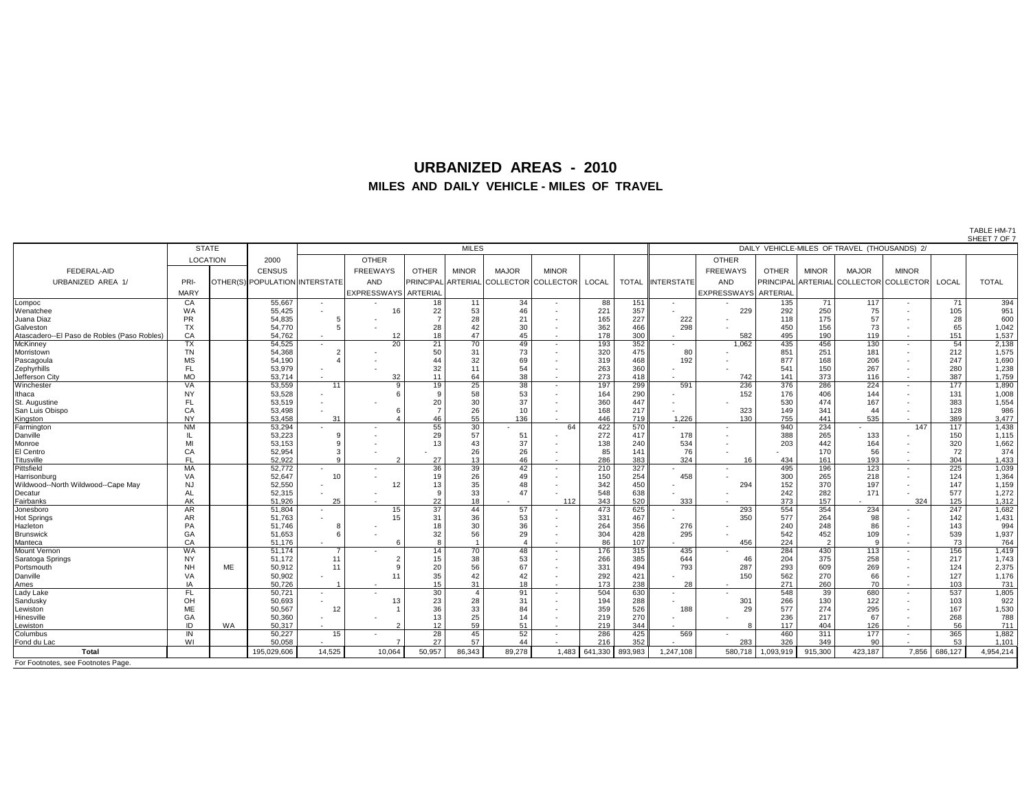# URBANIZED AREAS - 2010

## MILES AND DAILY VEHICLE - MILES OF TRAVEL

TABLE HM-71
SHEET 7 OF 7

| FEDERAL-AID URBANIZED AREA 1/ | STATE LOCATION | | 2000 CENSUS POPULATION | MILES | | | | | | | | DAILY VEHICLE-MILES OF TRAVEL (THOUSANDS) 2/ | | | | | | | |
|---|---|---|---|---|---|---|---|---|---|---|---|---|---|---|---|---|---|---|---|
| | PRIMARY | OTHER(S) | | INTERSTATE | OTHER FREEWAYS AND EXPRESSWAYS | OTHER PRINCIPAL ARTERIAL | MINOR ARTERIAL | MAJOR COLLECTOR | MINOR COLLECTOR | LOCAL | TOTAL | INTERSTATE | OTHER FREEWAYS AND EXPRESSWAYS | OTHER PRINCIPAL ARTERIAL | MINOR ARTERIAL | MAJOR COLLECTOR | MINOR COLLECTOR | LOCAL | TOTAL |
| Lompoc | CA | | 55,667 | - | - | 18 | 11 | 34 | - | 88 | 151 | - | - | 135 | 71 | 117 | - | 71 | 394 |
| Wenatchee | WA | | 55,425 | - | 16 | 22 | 53 | 46 | - | 221 | 357 | - | 229 | 292 | 250 | 75 | - | 105 | 951 |
| Juana Diaz | PR | | 54,835 | 5 | - | 7 | 28 | 21 | - | 165 | 227 | 222 | - | 118 | 175 | 57 | - | 28 | 600 |
| Galveston | TX | | 54,770 | 5 | - | 28 | 42 | 30 | - | 362 | 466 | 298 | - | 450 | 156 | 73 | - | 65 | 1,042 |
| Atascadero--El Paso de Robles (Paso Robles) | CA | | 54,762 | - | 12 | 18 | 47 | 45 | - | 178 | 300 | - | 582 | 495 | 190 | 119 | - | 151 | 1,537 |
| McKinney | TX | | 54,525 | - | 20 | 21 | 70 | 49 | - | 193 | 352 | - | 1,062 | 435 | 456 | 130 | - | 54 | 2,138 |
| Morristown | TN | | 54,368 | 2 | - | 50 | 31 | 73 | - | 320 | 475 | 80 | - | 851 | 251 | 181 | - | 212 | 1,575 |
| Pascagoula | MS | | 54,190 | 4 | - | 44 | 32 | 69 | - | 319 | 468 | 192 | - | 877 | 168 | 206 | - | 247 | 1,690 |
| Zephyrhills | FL | | 53,979 | - | - | 32 | 11 | 54 | - | 263 | 360 | - | - | 541 | 150 | 267 | - | 280 | 1,238 |
| Jefferson City | MO | | 53,714 | - | 32 | 11 | 64 | 38 | - | 273 | 418 | - | 742 | 141 | 373 | 116 | - | 387 | 1,759 |
| Winchester | VA | | 53,559 | 11 | 9 | 19 | 25 | 38 | - | 197 | 299 | 591 | 236 | 376 | 286 | 224 | - | 177 | 1,890 |
| Ithaca | NY | | 53,528 | - | 6 | 9 | 58 | 53 | - | 164 | 290 | - | 152 | 176 | 406 | 144 | - | 131 | 1,008 |
| St. Augustine | FL | | 53,519 | - | - | 20 | 30 | 37 | - | 360 | 447 | - | - | 530 | 474 | 167 | - | 383 | 1,554 |
| San Luis Obispo | CA | | 53,498 | - | 6 | 7 | 26 | 10 | - | 168 | 217 | - | 323 | 149 | 341 | 44 | - | 128 | 986 |
| Kingston | NY | | 53,458 | 31 | 4 | 46 | 55 | 136 | - | 446 | 719 | 1,226 | 130 | 755 | 441 | 535 | - | 389 | 3,477 |
| Farmington | NM | | 53,294 | - | - | 55 | 30 | - | 64 | 422 | 570 | - | - | 940 | 234 | - | 147 | 117 | 1,438 |
| Danville | IL | | 53,223 | 9 | - | 29 | 57 | 51 | - | 272 | 417 | 178 | - | 388 | 265 | 133 | - | 150 | 1,115 |
| Monroe | MI | | 53,153 | 9 | - | 13 | 43 | 37 | - | 138 | 240 | 534 | - | 203 | 442 | 164 | - | 320 | 1,662 |
| El Centro | CA | | 52,954 | 3 | - | - | 26 | 26 | - | 85 | 141 | 76 | - | - | 170 | 56 | - | 72 | 374 |
| Titusville | FL | | 52,922 | 9 | 2 | 27 | 13 | 46 | - | 286 | 383 | 324 | 16 | 434 | 161 | 193 | - | 304 | 1,433 |
| Pittsfield | MA | | 52,772 | - | - | 36 | 39 | 42 | - | 210 | 327 | - | - | 495 | 196 | 123 | - | 225 | 1,039 |
| Harrisonburg | VA | | 52,647 | 10 | - | 19 | 26 | 49 | - | 150 | 254 | 458 | - | 300 | 265 | 218 | - | 124 | 1,364 |
| Wildwood--North Wildwood--Cape May | NJ | | 52,550 | - | 12 | 13 | 35 | 48 | - | 342 | 450 | - | 294 | 152 | 370 | 197 | - | 147 | 1,159 |
| Decatur | AL | | 52,315 | - | - | 9 | 33 | 47 | - | 548 | 638 | - | - | 242 | 282 | 171 | - | 577 | 1,272 |
| Fairbanks | AK | | 51,926 | 25 | - | 22 | 18 | - | 112 | 343 | 520 | 333 | - | 373 | 157 | - | 324 | 125 | 1,312 |
| Jonesboro | AR | | 51,804 | - | 15 | 37 | 44 | 57 | - | 473 | 625 | - | 293 | 554 | 354 | 234 | - | 247 | 1,682 |
| Hot Springs | AR | | 51,763 | - | 15 | 31 | 36 | 53 | - | 331 | 467 | - | 350 | 577 | 264 | 98 | - | 142 | 1,431 |
| Hazleton | PA | | 51,746 | 8 | - | 18 | 30 | 36 | - | 264 | 356 | 276 | - | 240 | 248 | 86 | - | 143 | 994 |
| Brunswick | GA | | 51,653 | 6 | - | 32 | 56 | 29 | - | 304 | 428 | 295 | - | 542 | 452 | 109 | - | 539 | 1,937 |
| Manteca | CA | | 51,176 | - | 6 | 8 | 1 | 4 | - | 86 | 107 | - | 456 | 224 | 2 | 9 | - | 73 | 764 |
| Mount Vernon | WA | | 51,174 | 7 | - | 14 | 70 | 48 | - | 176 | 315 | 435 | - | 284 | 430 | 113 | - | 156 | 1,419 |
| Saratoga Springs | NY | | 51,172 | 11 | 2 | 15 | 38 | 53 | - | 266 | 385 | 644 | 46 | 204 | 375 | 258 | - | 217 | 1,743 |
| Portsmouth | NH | ME | 50,912 | 11 | 9 | 20 | 56 | 67 | - | 331 | 494 | 793 | 287 | 293 | 609 | 269 | - | 124 | 2,375 |
| Danville | VA | | 50,902 | - | 11 | 35 | 42 | 42 | - | 292 | 421 | - | 150 | 562 | 270 | 66 | - | 127 | 1,176 |
| Ames | IA | | 50,726 | 1 | - | 15 | 31 | 18 | - | 173 | 238 | 28 | - | 271 | 260 | 70 | - | 103 | 731 |
| Lady Lake | FL | | 50,721 | - | - | 30 | 4 | 91 | - | 504 | 630 | - | - | 548 | 39 | 680 | - | 537 | 1,805 |
| Sandusky | OH | | 50,693 | - | 13 | 23 | 28 | 31 | - | 194 | 288 | - | 301 | 266 | 130 | 122 | - | 103 | 922 |
| Lewiston | ME | | 50,567 | 12 | 1 | 36 | 33 | 84 | - | 359 | 526 | 188 | 29 | 577 | 274 | 295 | - | 167 | 1,530 |
| Hinesville | GA | | 50,360 | - | - | 13 | 25 | 14 | - | 219 | 270 | - | - | 236 | 217 | 67 | - | 268 | 788 |
| Lewiston | ID | WA | 50,317 | - | 2 | 12 | 59 | 51 | - | 219 | 344 | - | 8 | 117 | 404 | 126 | - | 56 | 711 |
| Columbus | IN | | 50,227 | 15 | - | 28 | 45 | 52 | - | 286 | 425 | 569 | - | 460 | 311 | 177 | - | 365 | 1,882 |
| Fond du Lac | WI | | 50,058 | - | 7 | 27 | 57 | 44 | - | 216 | 352 | - | 283 | 326 | 349 | 90 | - | 53 | 1,101 |
| **Total** | | | 195,029,606 | 14,525 | 10,064 | 50,957 | 86,343 | 89,278 | 1,483 | 641,330 | 893,983 | 1,247,108 | 580,718 | 1,093,919 | 915,300 | 423,187 | 7,856 | 686,127 | 4,954,214 |

For Footnotes, see Footnotes Page.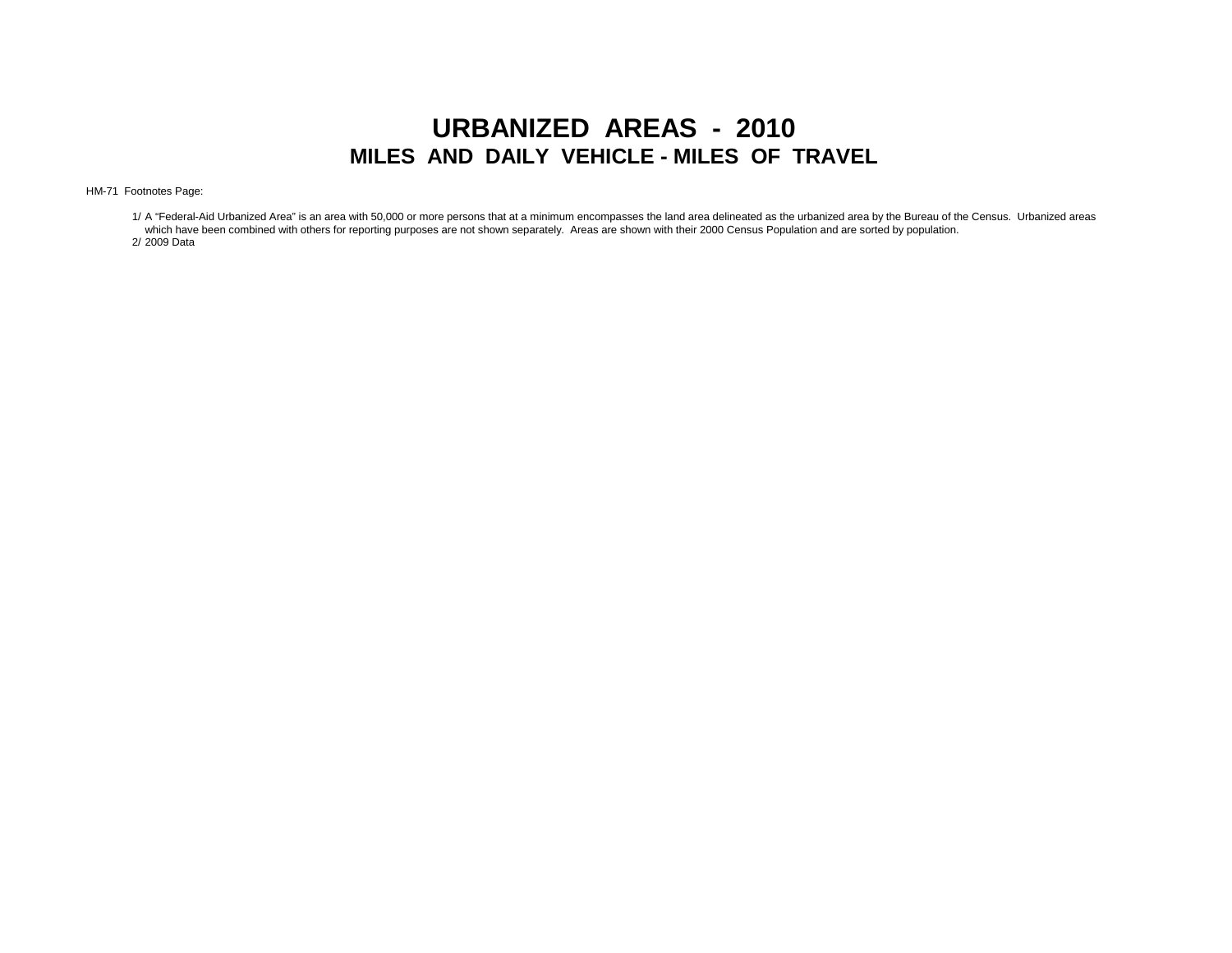# URBANIZED AREAS - 2010

## MILES AND DAILY VEHICLE - MILES OF TRAVEL

HM-71 Footnotes Page:

1/ A “Federal-Aid Urbanized Area” is an area with 50,000 or more persons that at a minimum encompasses the land area delineated as the urbanized area by the Bureau of the Census. Urbanized areas which have been combined with others for reporting purposes are not shown separately. Areas are shown with their 2000 Census Population and are sorted by population.

2/ 2009 Data